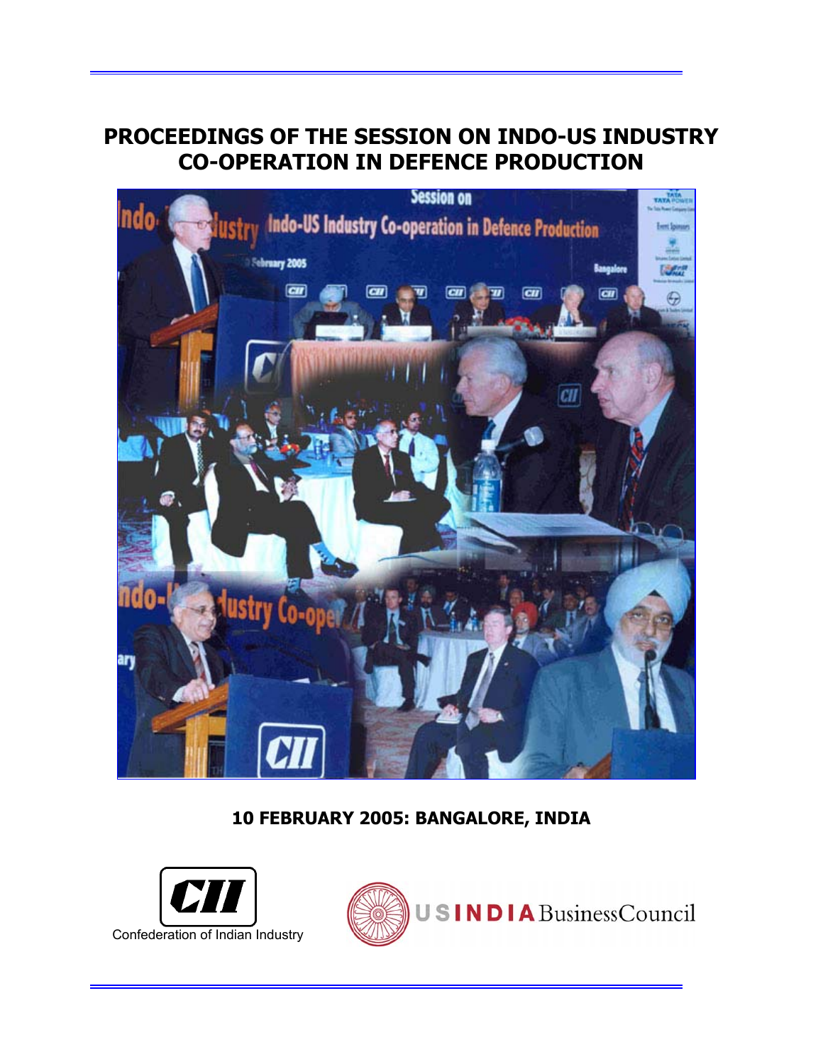# PROCEEDINGS OF THE SESSION ON INDO-US INDUSTRY CO-OPERATION IN DEFENCE PRODUCTION

**10 FEBRUARY 2005: BANGALORE, INDIA**

Confederation of Indian Industry

USINDIA BusinessCouncil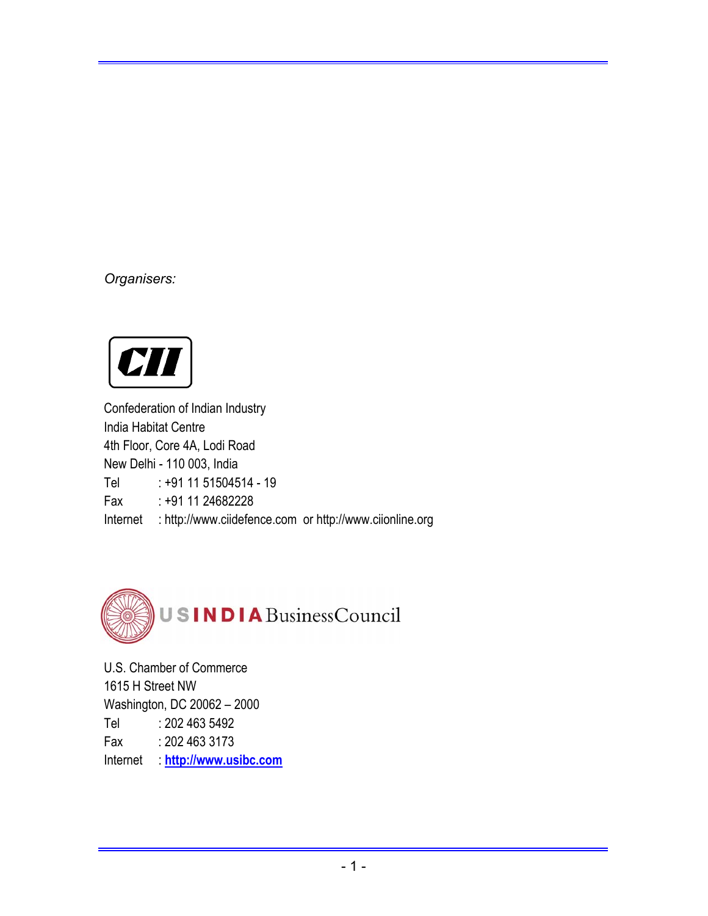*Organisers:*

CII

Confederation of Indian Industry
India Habitat Centre
4th Floor, Core 4A, Lodi Road
New Delhi - 110 003, India
Tel : +91 11 51504514 - 19
Fax : +91 11 24682228
Internet : http://www.ciidefence.com or http://www.ciionline.org

USINDIA BusinessCouncil

U.S. Chamber of Commerce
1615 H Street NW
Washington, DC 20062 – 2000
Tel : 202 463 5492
Fax : 202 463 3173
Internet : http://www.usibc.com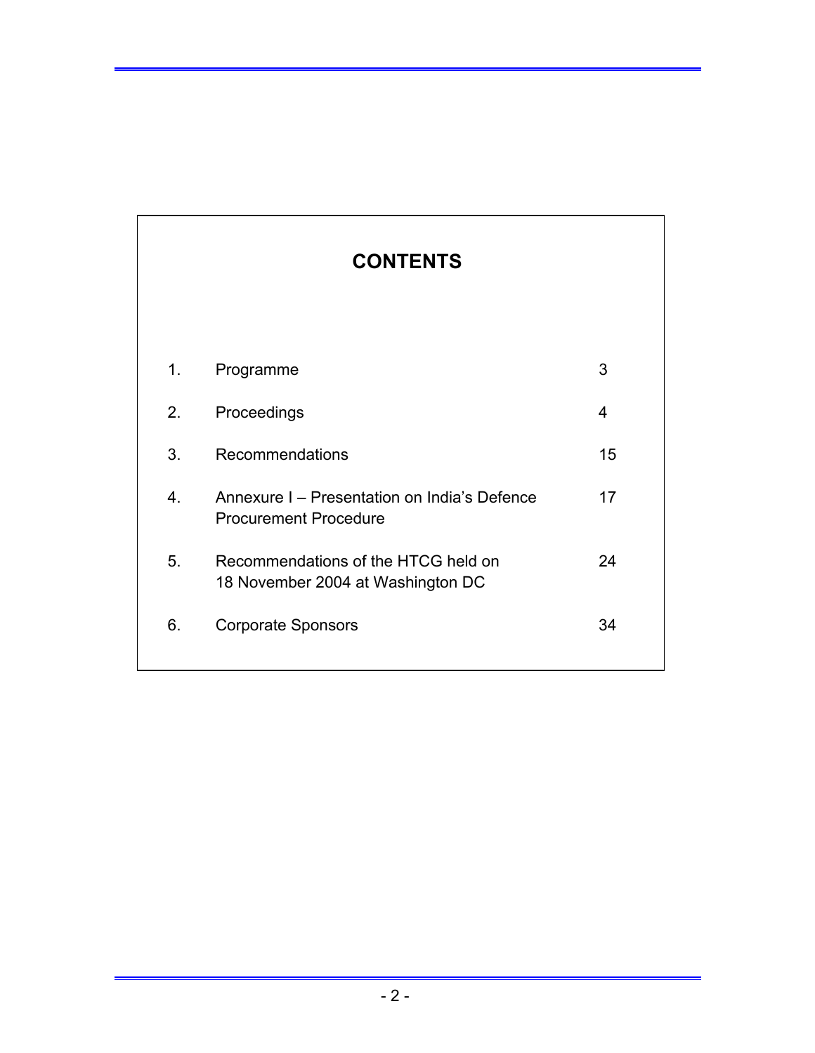# CONTENTS

| | | |
|---|---|---|
| 1. | Programme | 3 |
| 2. | Proceedings | 4 |
| 3. | Recommendations | 15 |
| 4. | Annexure I – Presentation on India's Defence Procurement Procedure | 17 |
| 5. | Recommendations of the HTCG held on 18 November 2004 at Washington DC | 24 |
| 6. | Corporate Sponsors | 34 |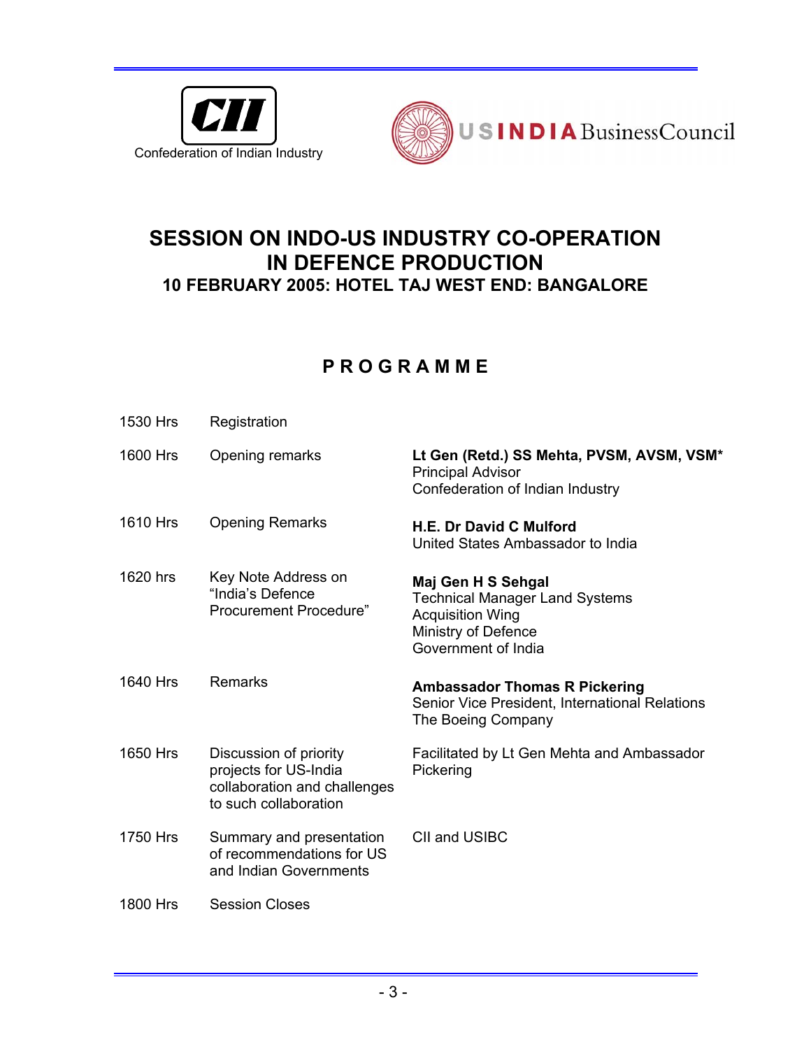Confederation of Indian Industry

USINDIA BusinessCouncil

# SESSION ON INDO-US INDUSTRY CO-OPERATION IN DEFENCE PRODUCTION

## 10 FEBRUARY 2005: HOTEL TAJ WEST END: BANGALORE

## P R O G R A M M E

| | | |
|---|---|---|
| 1530 Hrs | Registration | |
| 1600 Hrs | Opening remarks | **Lt Gen (Retd.) SS Mehta, PVSM, AVSM, VSM***<br>Principal Advisor<br>Confederation of Indian Industry |
| 1610 Hrs | Opening Remarks | **H.E. Dr David C Mulford**<br>United States Ambassador to India |
| 1620 hrs | Key Note Address on "India's Defence Procurement Procedure" | **Maj Gen H S Sehgal**<br>Technical Manager Land Systems<br>Acquisition Wing<br>Ministry of Defence<br>Government of India |
| 1640 Hrs | Remarks | **Ambassador Thomas R Pickering**<br>Senior Vice President, International Relations<br>The Boeing Company |
| 1650 Hrs | Discussion of priority projects for US-India collaboration and challenges to such collaboration | Facilitated by Lt Gen Mehta and Ambassador Pickering |
| 1750 Hrs | Summary and presentation of recommendations for US and Indian Governments | CII and USIBC |
| 1800 Hrs | Session Closes | |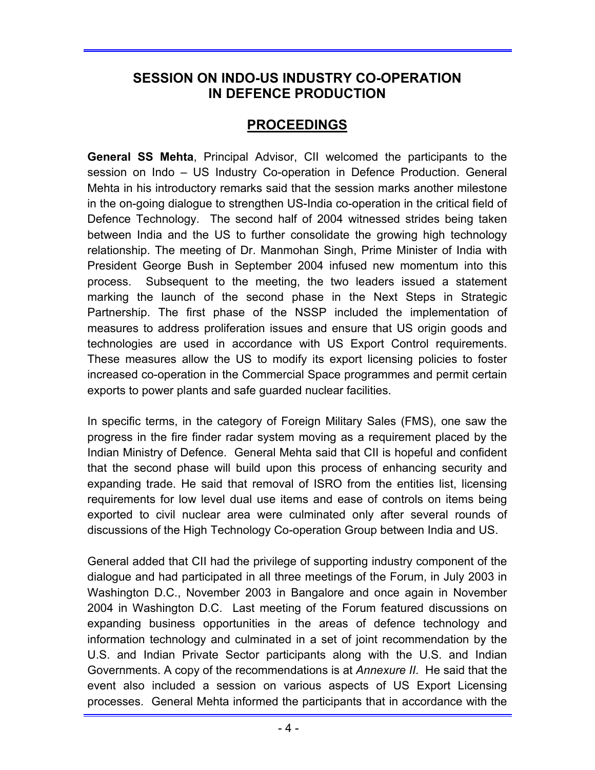## SESSION ON INDO-US INDUSTRY CO-OPERATION IN DEFENCE PRODUCTION

## PROCEEDINGS

**General SS Mehta**, Principal Advisor, CII welcomed the participants to the session on Indo – US Industry Co-operation in Defence Production. General Mehta in his introductory remarks said that the session marks another milestone in the on-going dialogue to strengthen US-India co-operation in the critical field of Defence Technology. The second half of 2004 witnessed strides being taken between India and the US to further consolidate the growing high technology relationship. The meeting of Dr. Manmohan Singh, Prime Minister of India with President George Bush in September 2004 infused new momentum into this process. Subsequent to the meeting, the two leaders issued a statement marking the launch of the second phase in the Next Steps in Strategic Partnership. The first phase of the NSSP included the implementation of measures to address proliferation issues and ensure that US origin goods and technologies are used in accordance with US Export Control requirements. These measures allow the US to modify its export licensing policies to foster increased co-operation in the Commercial Space programmes and permit certain exports to power plants and safe guarded nuclear facilities.

In specific terms, in the category of Foreign Military Sales (FMS), one saw the progress in the fire finder radar system moving as a requirement placed by the Indian Ministry of Defence. General Mehta said that CII is hopeful and confident that the second phase will build upon this process of enhancing security and expanding trade. He said that removal of ISRO from the entities list, licensing requirements for low level dual use items and ease of controls on items being exported to civil nuclear area were culminated only after several rounds of discussions of the High Technology Co-operation Group between India and US.

General added that CII had the privilege of supporting industry component of the dialogue and had participated in all three meetings of the Forum, in July 2003 in Washington D.C., November 2003 in Bangalore and once again in November 2004 in Washington D.C. Last meeting of the Forum featured discussions on expanding business opportunities in the areas of defence technology and information technology and culminated in a set of joint recommendation by the U.S. and Indian Private Sector participants along with the U.S. and Indian Governments. A copy of the recommendations is at *Annexure II*. He said that the event also included a session on various aspects of US Export Licensing processes. General Mehta informed the participants that in accordance with the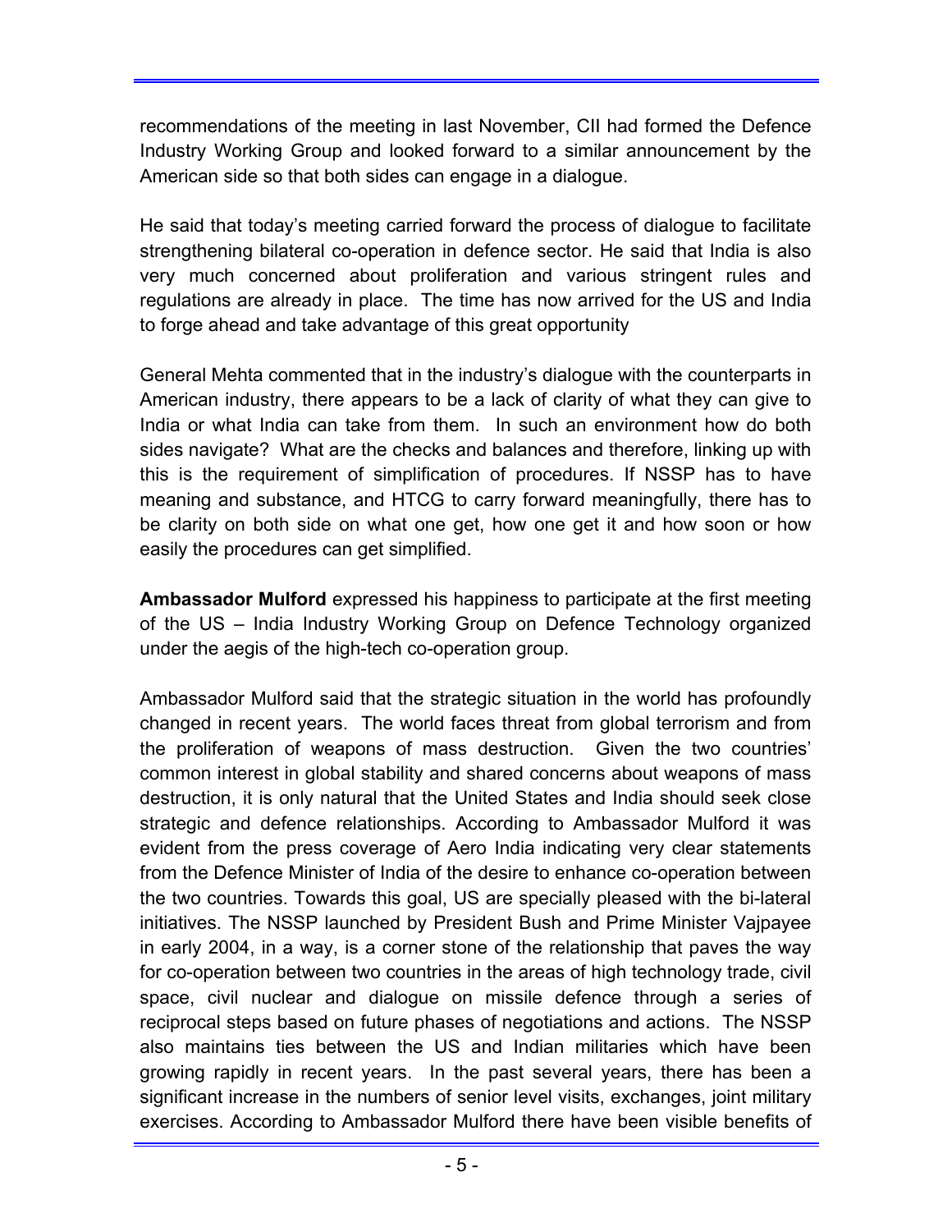recommendations of the meeting in last November, CII had formed the Defence Industry Working Group and looked forward to a similar announcement by the American side so that both sides can engage in a dialogue.

He said that today's meeting carried forward the process of dialogue to facilitate strengthening bilateral co-operation in defence sector. He said that India is also very much concerned about proliferation and various stringent rules and regulations are already in place. The time has now arrived for the US and India to forge ahead and take advantage of this great opportunity

General Mehta commented that in the industry's dialogue with the counterparts in American industry, there appears to be a lack of clarity of what they can give to India or what India can take from them. In such an environment how do both sides navigate? What are the checks and balances and therefore, linking up with this is the requirement of simplification of procedures. If NSSP has to have meaning and substance, and HTCG to carry forward meaningfully, there has to be clarity on both side on what one get, how one get it and how soon or how easily the procedures can get simplified.

**Ambassador Mulford** expressed his happiness to participate at the first meeting of the US – India Industry Working Group on Defence Technology organized under the aegis of the high-tech co-operation group.

Ambassador Mulford said that the strategic situation in the world has profoundly changed in recent years. The world faces threat from global terrorism and from the proliferation of weapons of mass destruction. Given the two countries' common interest in global stability and shared concerns about weapons of mass destruction, it is only natural that the United States and India should seek close strategic and defence relationships. According to Ambassador Mulford it was evident from the press coverage of Aero India indicating very clear statements from the Defence Minister of India of the desire to enhance co-operation between the two countries. Towards this goal, US are specially pleased with the bi-lateral initiatives. The NSSP launched by President Bush and Prime Minister Vajpayee in early 2004, in a way, is a corner stone of the relationship that paves the way for co-operation between two countries in the areas of high technology trade, civil space, civil nuclear and dialogue on missile defence through a series of reciprocal steps based on future phases of negotiations and actions. The NSSP also maintains ties between the US and Indian militaries which have been growing rapidly in recent years. In the past several years, there has been a significant increase in the numbers of senior level visits, exchanges, joint military exercises. According to Ambassador Mulford there have been visible benefits of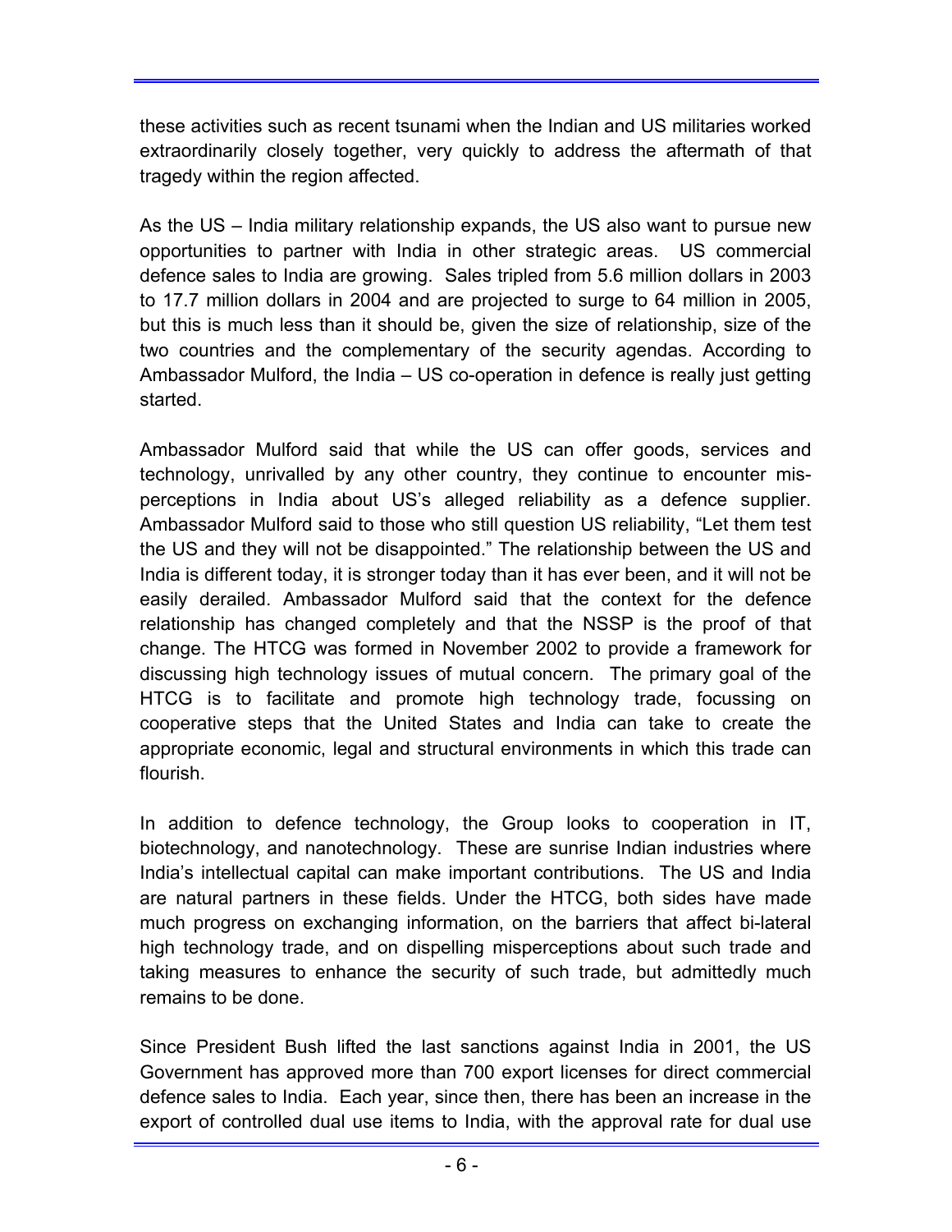these activities such as recent tsunami when the Indian and US militaries worked extraordinarily closely together, very quickly to address the aftermath of that tragedy within the region affected.

As the US – India military relationship expands, the US also want to pursue new opportunities to partner with India in other strategic areas. US commercial defence sales to India are growing. Sales tripled from 5.6 million dollars in 2003 to 17.7 million dollars in 2004 and are projected to surge to 64 million in 2005, but this is much less than it should be, given the size of relationship, size of the two countries and the complementary of the security agendas. According to Ambassador Mulford, the India – US co-operation in defence is really just getting started.

Ambassador Mulford said that while the US can offer goods, services and technology, unrivalled by any other country, they continue to encounter mis-perceptions in India about US's alleged reliability as a defence supplier. Ambassador Mulford said to those who still question US reliability, "Let them test the US and they will not be disappointed." The relationship between the US and India is different today, it is stronger today than it has ever been, and it will not be easily derailed. Ambassador Mulford said that the context for the defence relationship has changed completely and that the NSSP is the proof of that change. The HTCG was formed in November 2002 to provide a framework for discussing high technology issues of mutual concern. The primary goal of the HTCG is to facilitate and promote high technology trade, focussing on cooperative steps that the United States and India can take to create the appropriate economic, legal and structural environments in which this trade can flourish.

In addition to defence technology, the Group looks to cooperation in IT, biotechnology, and nanotechnology. These are sunrise Indian industries where India's intellectual capital can make important contributions. The US and India are natural partners in these fields. Under the HTCG, both sides have made much progress on exchanging information, on the barriers that affect bi-lateral high technology trade, and on dispelling misperceptions about such trade and taking measures to enhance the security of such trade, but admittedly much remains to be done.

Since President Bush lifted the last sanctions against India in 2001, the US Government has approved more than 700 export licenses for direct commercial defence sales to India. Each year, since then, there has been an increase in the export of controlled dual use items to India, with the approval rate for dual use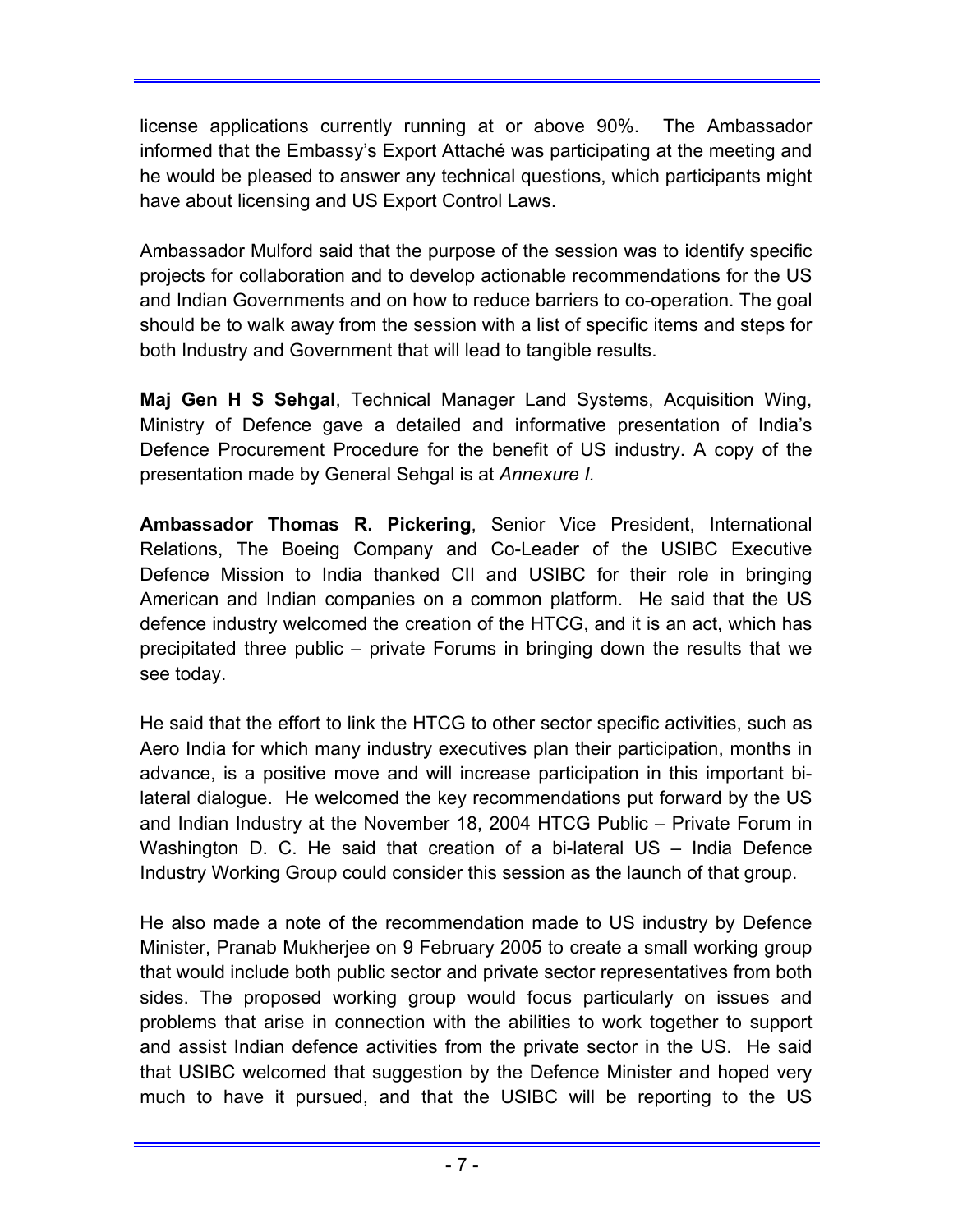license applications currently running at or above 90%. The Ambassador informed that the Embassy's Export Attaché was participating at the meeting and he would be pleased to answer any technical questions, which participants might have about licensing and US Export Control Laws.

Ambassador Mulford said that the purpose of the session was to identify specific projects for collaboration and to develop actionable recommendations for the US and Indian Governments and on how to reduce barriers to co-operation. The goal should be to walk away from the session with a list of specific items and steps for both Industry and Government that will lead to tangible results.

**Maj Gen H S Sehgal**, Technical Manager Land Systems, Acquisition Wing, Ministry of Defence gave a detailed and informative presentation of India's Defence Procurement Procedure for the benefit of US industry. A copy of the presentation made by General Sehgal is at *Annexure I.*

**Ambassador Thomas R. Pickering**, Senior Vice President, International Relations, The Boeing Company and Co-Leader of the USIBC Executive Defence Mission to India thanked CII and USIBC for their role in bringing American and Indian companies on a common platform. He said that the US defence industry welcomed the creation of the HTCG, and it is an act, which has precipitated three public – private Forums in bringing down the results that we see today.

He said that the effort to link the HTCG to other sector specific activities, such as Aero India for which many industry executives plan their participation, months in advance, is a positive move and will increase participation in this important bi-lateral dialogue. He welcomed the key recommendations put forward by the US and Indian Industry at the November 18, 2004 HTCG Public – Private Forum in Washington D. C. He said that creation of a bi-lateral US – India Defence Industry Working Group could consider this session as the launch of that group.

He also made a note of the recommendation made to US industry by Defence Minister, Pranab Mukherjee on 9 February 2005 to create a small working group that would include both public sector and private sector representatives from both sides. The proposed working group would focus particularly on issues and problems that arise in connection with the abilities to work together to support and assist Indian defence activities from the private sector in the US. He said that USIBC welcomed that suggestion by the Defence Minister and hoped very much to have it pursued, and that the USIBC will be reporting to the US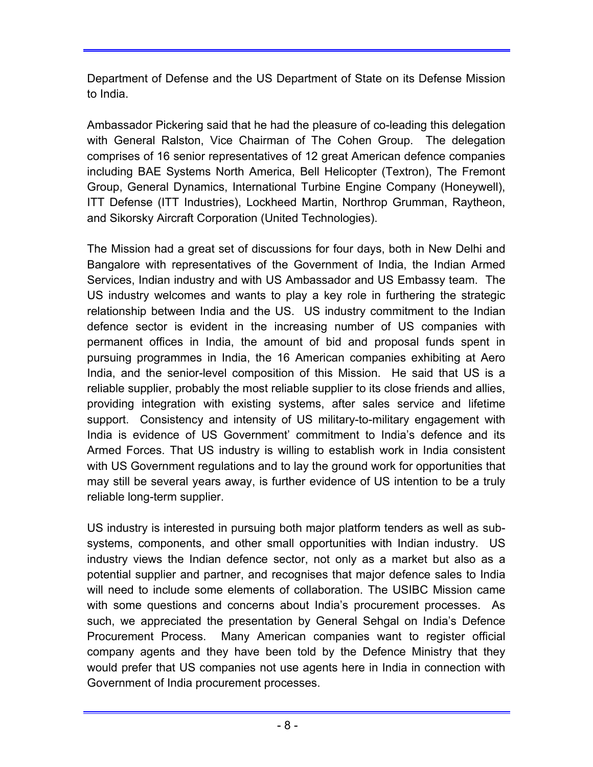Department of Defense and the US Department of State on its Defense Mission to India.

Ambassador Pickering said that he had the pleasure of co-leading this delegation with General Ralston, Vice Chairman of The Cohen Group. The delegation comprises of 16 senior representatives of 12 great American defence companies including BAE Systems North America, Bell Helicopter (Textron), The Fremont Group, General Dynamics, International Turbine Engine Company (Honeywell), ITT Defense (ITT Industries), Lockheed Martin, Northrop Grumman, Raytheon, and Sikorsky Aircraft Corporation (United Technologies).

The Mission had a great set of discussions for four days, both in New Delhi and Bangalore with representatives of the Government of India, the Indian Armed Services, Indian industry and with US Ambassador and US Embassy team. The US industry welcomes and wants to play a key role in furthering the strategic relationship between India and the US. US industry commitment to the Indian defence sector is evident in the increasing number of US companies with permanent offices in India, the amount of bid and proposal funds spent in pursuing programmes in India, the 16 American companies exhibiting at Aero India, and the senior-level composition of this Mission. He said that US is a reliable supplier, probably the most reliable supplier to its close friends and allies, providing integration with existing systems, after sales service and lifetime support. Consistency and intensity of US military-to-military engagement with India is evidence of US Government' commitment to India's defence and its Armed Forces. That US industry is willing to establish work in India consistent with US Government regulations and to lay the ground work for opportunities that may still be several years away, is further evidence of US intention to be a truly reliable long-term supplier.

US industry is interested in pursuing both major platform tenders as well as sub-systems, components, and other small opportunities with Indian industry. US industry views the Indian defence sector, not only as a market but also as a potential supplier and partner, and recognises that major defence sales to India will need to include some elements of collaboration. The USIBC Mission came with some questions and concerns about India's procurement processes. As such, we appreciated the presentation by General Sehgal on India's Defence Procurement Process. Many American companies want to register official company agents and they have been told by the Defence Ministry that they would prefer that US companies not use agents here in India in connection with Government of India procurement processes.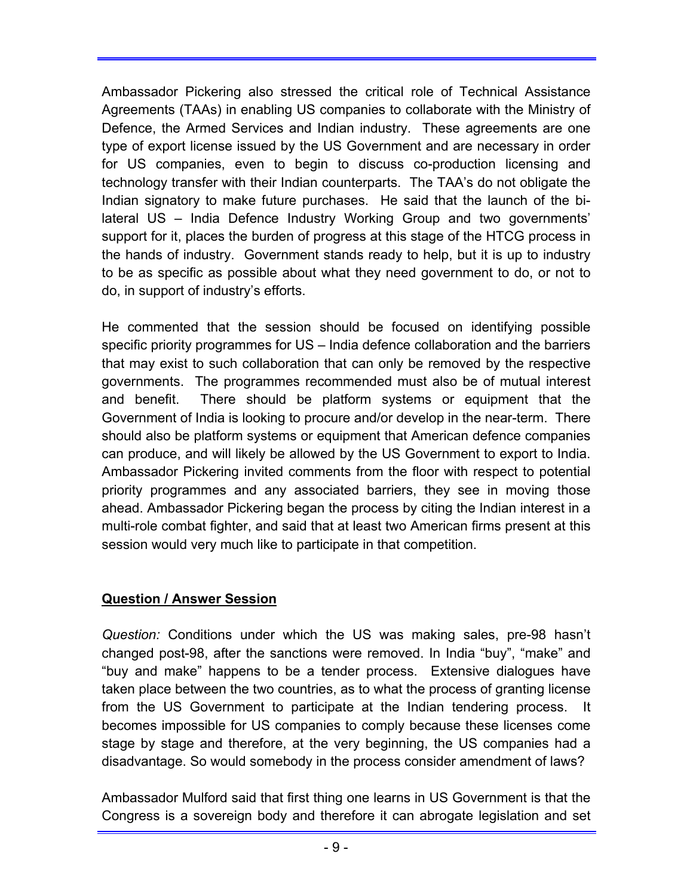Ambassador Pickering also stressed the critical role of Technical Assistance Agreements (TAAs) in enabling US companies to collaborate with the Ministry of Defence, the Armed Services and Indian industry. These agreements are one type of export license issued by the US Government and are necessary in order for US companies, even to begin to discuss co-production licensing and technology transfer with their Indian counterparts. The TAA's do not obligate the Indian signatory to make future purchases. He said that the launch of the bi-lateral US – India Defence Industry Working Group and two governments' support for it, places the burden of progress at this stage of the HTCG process in the hands of industry. Government stands ready to help, but it is up to industry to be as specific as possible about what they need government to do, or not to do, in support of industry's efforts.

He commented that the session should be focused on identifying possible specific priority programmes for US – India defence collaboration and the barriers that may exist to such collaboration that can only be removed by the respective governments. The programmes recommended must also be of mutual interest and benefit. There should be platform systems or equipment that the Government of India is looking to procure and/or develop in the near-term. There should also be platform systems or equipment that American defence companies can produce, and will likely be allowed by the US Government to export to India. Ambassador Pickering invited comments from the floor with respect to potential priority programmes and any associated barriers, they see in moving those ahead. Ambassador Pickering began the process by citing the Indian interest in a multi-role combat fighter, and said that at least two American firms present at this session would very much like to participate in that competition.

**<u>Question / Answer Session</u>**

*Question:* Conditions under which the US was making sales, pre-98 hasn't changed post-98, after the sanctions were removed. In India "buy", "make" and "buy and make" happens to be a tender process. Extensive dialogues have taken place between the two countries, as to what the process of granting license from the US Government to participate at the Indian tendering process. It becomes impossible for US companies to comply because these licenses come stage by stage and therefore, at the very beginning, the US companies had a disadvantage. So would somebody in the process consider amendment of laws?

Ambassador Mulford said that first thing one learns in US Government is that the Congress is a sovereign body and therefore it can abrogate legislation and set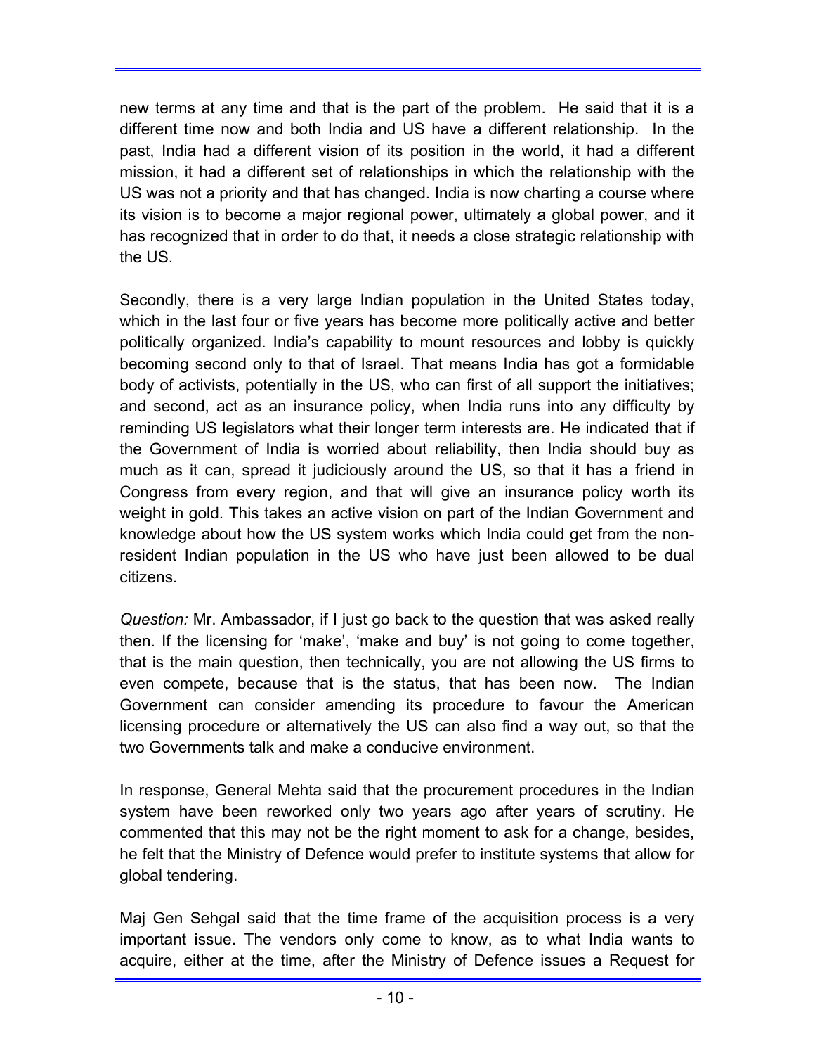new terms at any time and that is the part of the problem. He said that it is a different time now and both India and US have a different relationship. In the past, India had a different vision of its position in the world, it had a different mission, it had a different set of relationships in which the relationship with the US was not a priority and that has changed. India is now charting a course where its vision is to become a major regional power, ultimately a global power, and it has recognized that in order to do that, it needs a close strategic relationship with the US.

Secondly, there is a very large Indian population in the United States today, which in the last four or five years has become more politically active and better politically organized. India's capability to mount resources and lobby is quickly becoming second only to that of Israel. That means India has got a formidable body of activists, potentially in the US, who can first of all support the initiatives; and second, act as an insurance policy, when India runs into any difficulty by reminding US legislators what their longer term interests are. He indicated that if the Government of India is worried about reliability, then India should buy as much as it can, spread it judiciously around the US, so that it has a friend in Congress from every region, and that will give an insurance policy worth its weight in gold. This takes an active vision on part of the Indian Government and knowledge about how the US system works which India could get from the non-resident Indian population in the US who have just been allowed to be dual citizens.

*Question:* Mr. Ambassador, if I just go back to the question that was asked really then. If the licensing for 'make', 'make and buy' is not going to come together, that is the main question, then technically, you are not allowing the US firms to even compete, because that is the status, that has been now. The Indian Government can consider amending its procedure to favour the American licensing procedure or alternatively the US can also find a way out, so that the two Governments talk and make a conducive environment.

In response, General Mehta said that the procurement procedures in the Indian system have been reworked only two years ago after years of scrutiny. He commented that this may not be the right moment to ask for a change, besides, he felt that the Ministry of Defence would prefer to institute systems that allow for global tendering.

Maj Gen Sehgal said that the time frame of the acquisition process is a very important issue. The vendors only come to know, as to what India wants to acquire, either at the time, after the Ministry of Defence issues a Request for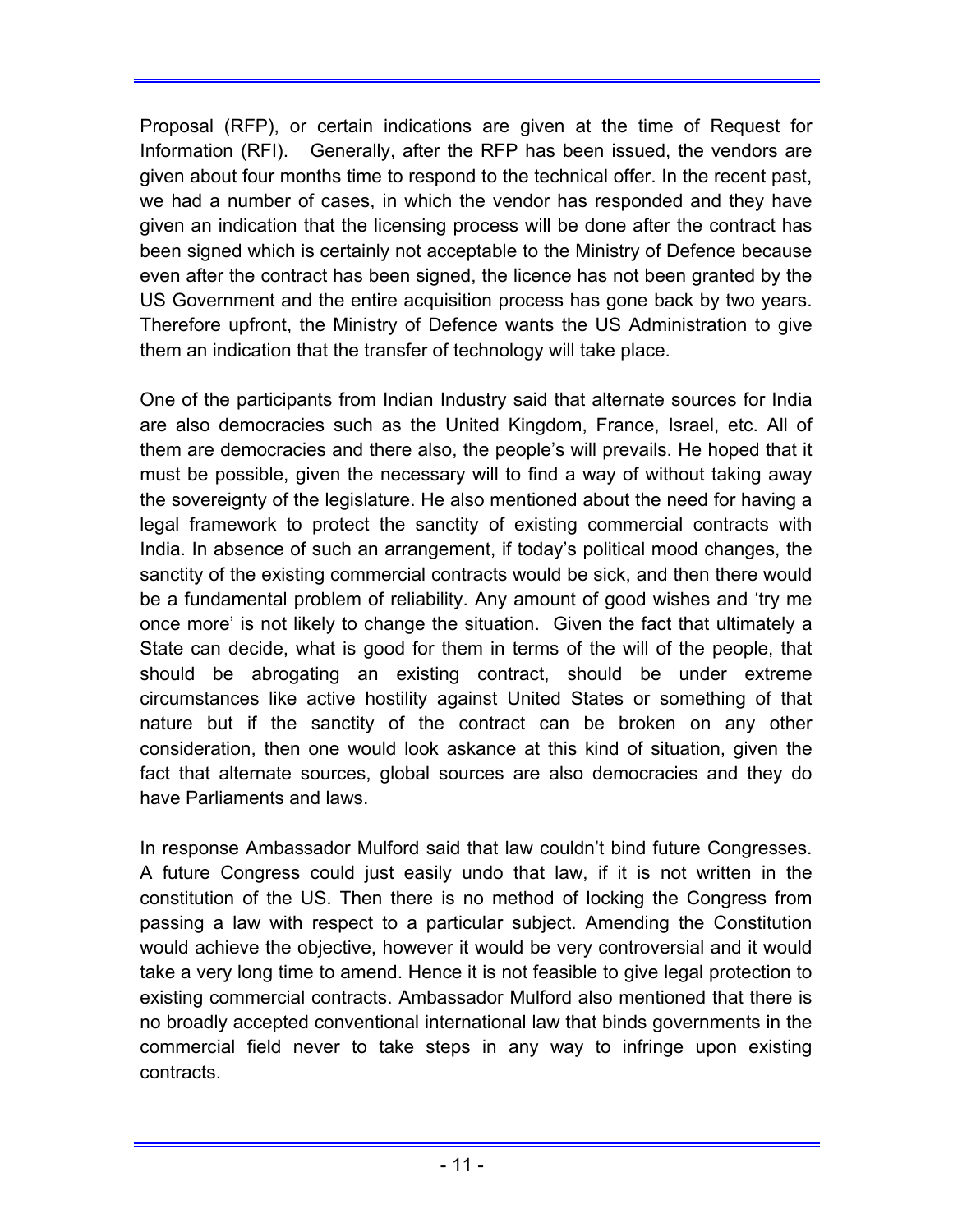Proposal (RFP), or certain indications are given at the time of Request for Information (RFI). Generally, after the RFP has been issued, the vendors are given about four months time to respond to the technical offer. In the recent past, we had a number of cases, in which the vendor has responded and they have given an indication that the licensing process will be done after the contract has been signed which is certainly not acceptable to the Ministry of Defence because even after the contract has been signed, the licence has not been granted by the US Government and the entire acquisition process has gone back by two years. Therefore upfront, the Ministry of Defence wants the US Administration to give them an indication that the transfer of technology will take place.

One of the participants from Indian Industry said that alternate sources for India are also democracies such as the United Kingdom, France, Israel, etc. All of them are democracies and there also, the people's will prevails. He hoped that it must be possible, given the necessary will to find a way of without taking away the sovereignty of the legislature. He also mentioned about the need for having a legal framework to protect the sanctity of existing commercial contracts with India. In absence of such an arrangement, if today's political mood changes, the sanctity of the existing commercial contracts would be sick, and then there would be a fundamental problem of reliability. Any amount of good wishes and 'try me once more' is not likely to change the situation. Given the fact that ultimately a State can decide, what is good for them in terms of the will of the people, that should be abrogating an existing contract, should be under extreme circumstances like active hostility against United States or something of that nature but if the sanctity of the contract can be broken on any other consideration, then one would look askance at this kind of situation, given the fact that alternate sources, global sources are also democracies and they do have Parliaments and laws.

In response Ambassador Mulford said that law couldn't bind future Congresses. A future Congress could just easily undo that law, if it is not written in the constitution of the US. Then there is no method of locking the Congress from passing a law with respect to a particular subject. Amending the Constitution would achieve the objective, however it would be very controversial and it would take a very long time to amend. Hence it is not feasible to give legal protection to existing commercial contracts. Ambassador Mulford also mentioned that there is no broadly accepted conventional international law that binds governments in the commercial field never to take steps in any way to infringe upon existing contracts.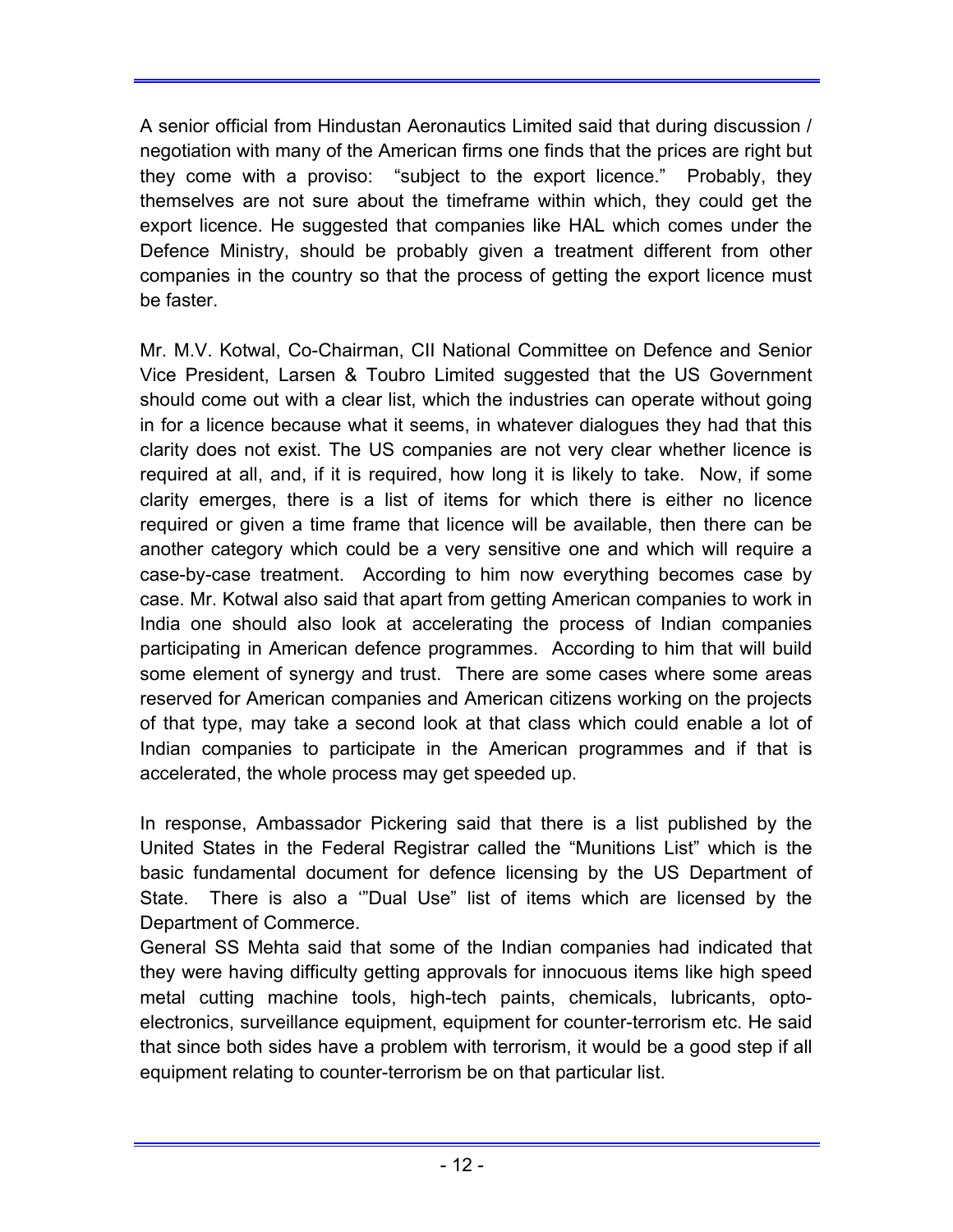A senior official from Hindustan Aeronautics Limited said that during discussion / negotiation with many of the American firms one finds that the prices are right but they come with a proviso: "subject to the export licence." Probably, they themselves are not sure about the timeframe within which, they could get the export licence. He suggested that companies like HAL which comes under the Defence Ministry, should be probably given a treatment different from other companies in the country so that the process of getting the export licence must be faster.

Mr. M.V. Kotwal, Co-Chairman, CII National Committee on Defence and Senior Vice President, Larsen & Toubro Limited suggested that the US Government should come out with a clear list, which the industries can operate without going in for a licence because what it seems, in whatever dialogues they had that this clarity does not exist. The US companies are not very clear whether licence is required at all, and, if it is required, how long it is likely to take. Now, if some clarity emerges, there is a list of items for which there is either no licence required or given a time frame that licence will be available, then there can be another category which could be a very sensitive one and which will require a case-by-case treatment. According to him now everything becomes case by case. Mr. Kotwal also said that apart from getting American companies to work in India one should also look at accelerating the process of Indian companies participating in American defence programmes. According to him that will build some element of synergy and trust. There are some cases where some areas reserved for American companies and American citizens working on the projects of that type, may take a second look at that class which could enable a lot of Indian companies to participate in the American programmes and if that is accelerated, the whole process may get speeded up.

In response, Ambassador Pickering said that there is a list published by the United States in the Federal Registrar called the "Munitions List" which is the basic fundamental document for defence licensing by the US Department of State. There is also a '"Dual Use" list of items which are licensed by the Department of Commerce.

General SS Mehta said that some of the Indian companies had indicated that they were having difficulty getting approvals for innocuous items like high speed metal cutting machine tools, high-tech paints, chemicals, lubricants, opto-electronics, surveillance equipment, equipment for counter-terrorism etc. He said that since both sides have a problem with terrorism, it would be a good step if all equipment relating to counter-terrorism be on that particular list.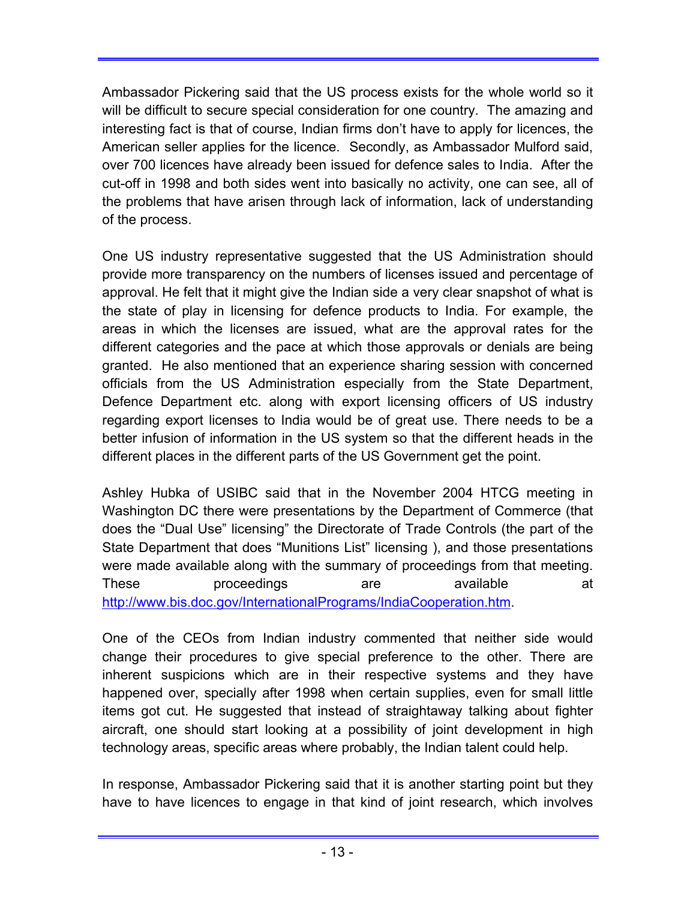Ambassador Pickering said that the US process exists for the whole world so it will be difficult to secure special consideration for one country. The amazing and interesting fact is that of course, Indian firms don't have to apply for licences, the American seller applies for the licence. Secondly, as Ambassador Mulford said, over 700 licences have already been issued for defence sales to India. After the cut-off in 1998 and both sides went into basically no activity, one can see, all of the problems that have arisen through lack of information, lack of understanding of the process.

One US industry representative suggested that the US Administration should provide more transparency on the numbers of licenses issued and percentage of approval. He felt that it might give the Indian side a very clear snapshot of what is the state of play in licensing for defence products to India. For example, the areas in which the licenses are issued, what are the approval rates for the different categories and the pace at which those approvals or denials are being granted. He also mentioned that an experience sharing session with concerned officials from the US Administration especially from the State Department, Defence Department etc. along with export licensing officers of US industry regarding export licenses to India would be of great use. There needs to be a better infusion of information in the US system so that the different heads in the different places in the different parts of the US Government get the point.

Ashley Hubka of USIBC said that in the November 2004 HTCG meeting in Washington DC there were presentations by the Department of Commerce (that does the "Dual Use" licensing" the Directorate of Trade Controls (the part of the State Department that does "Munitions List" licensing ), and those presentations were made available along with the summary of proceedings from that meeting. These proceedings are available at http://www.bis.doc.gov/InternationalPrograms/IndiaCooperation.htm.

One of the CEOs from Indian industry commented that neither side would change their procedures to give special preference to the other. There are inherent suspicions which are in their respective systems and they have happened over, specially after 1998 when certain supplies, even for small little items got cut. He suggested that instead of straightaway talking about fighter aircraft, one should start looking at a possibility of joint development in high technology areas, specific areas where probably, the Indian talent could help.

In response, Ambassador Pickering said that it is another starting point but they have to have licences to engage in that kind of joint research, which involves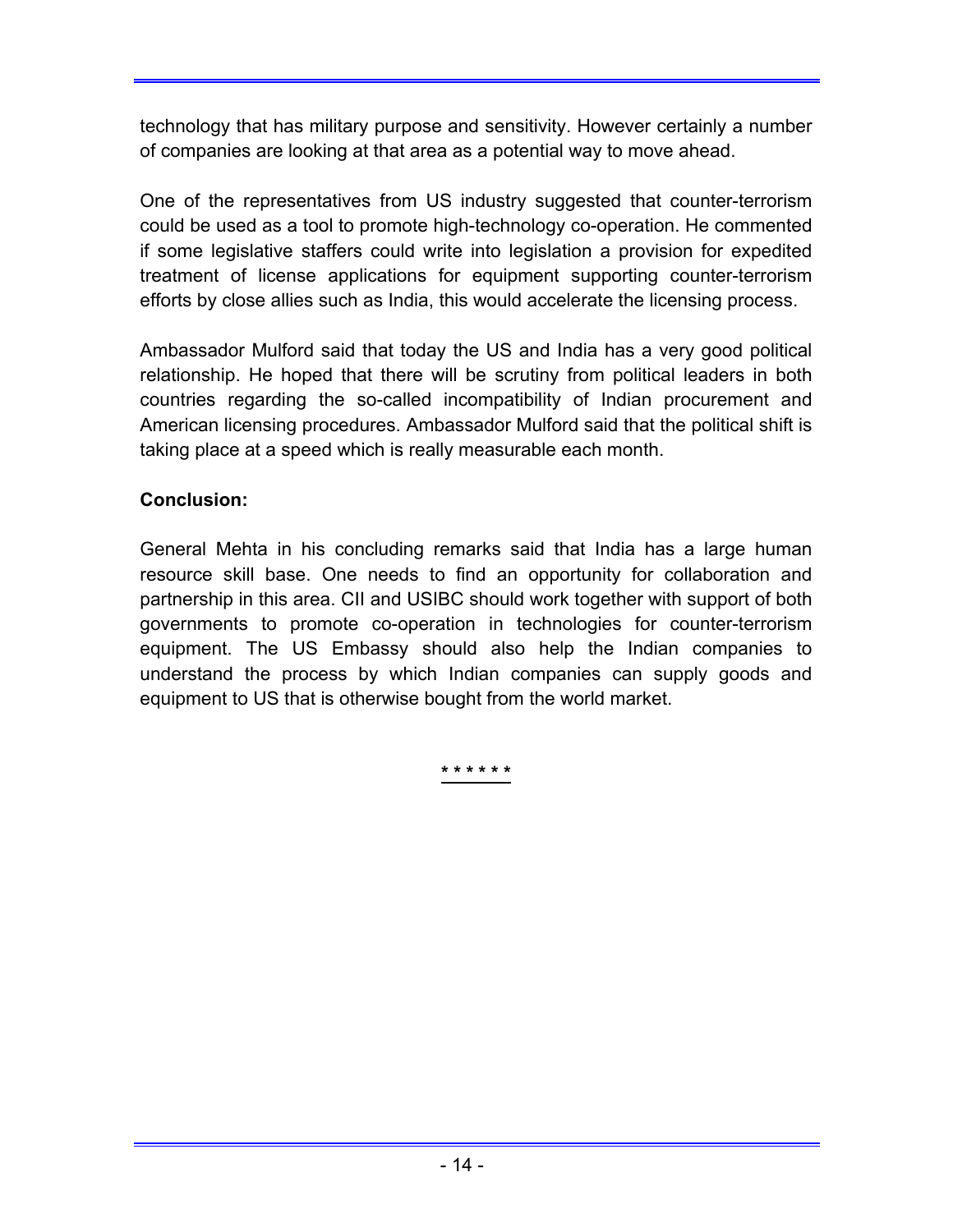technology that has military purpose and sensitivity. However certainly a number of companies are looking at that area as a potential way to move ahead.

One of the representatives from US industry suggested that counter-terrorism could be used as a tool to promote high-technology co-operation. He commented if some legislative staffers could write into legislation a provision for expedited treatment of license applications for equipment supporting counter-terrorism efforts by close allies such as India, this would accelerate the licensing process.

Ambassador Mulford said that today the US and India has a very good political relationship. He hoped that there will be scrutiny from political leaders in both countries regarding the so-called incompatibility of Indian procurement and American licensing procedures. Ambassador Mulford said that the political shift is taking place at a speed which is really measurable each month.

**Conclusion:**

General Mehta in his concluding remarks said that India has a large human resource skill base. One needs to find an opportunity for collaboration and partnership in this area. CII and USIBC should work together with support of both governments to promote co-operation in technologies for counter-terrorism equipment. The US Embassy should also help the Indian companies to understand the process by which Indian companies can supply goods and equipment to US that is otherwise bought from the world market.

* * * * * *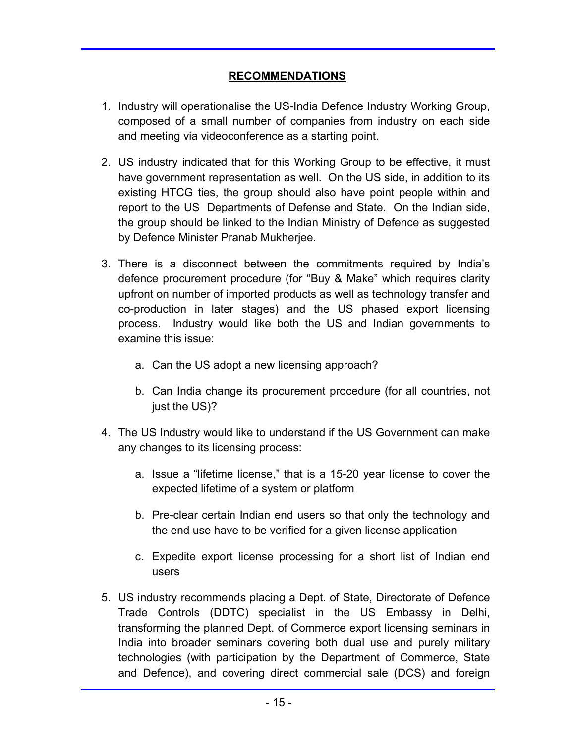## RECOMMENDATIONS

1. Industry will operationalise the US-India Defence Industry Working Group, composed of a small number of companies from industry on each side and meeting via videoconference as a starting point.

2. US industry indicated that for this Working Group to be effective, it must have government representation as well. On the US side, in addition to its existing HTCG ties, the group should also have point people within and report to the US Departments of Defense and State. On the Indian side, the group should be linked to the Indian Ministry of Defence as suggested by Defence Minister Pranab Mukherjee.

3. There is a disconnect between the commitments required by India's defence procurement procedure (for "Buy & Make" which requires clarity upfront on number of imported products as well as technology transfer and co-production in later stages) and the US phased export licensing process. Industry would like both the US and Indian governments to examine this issue:

   a. Can the US adopt a new licensing approach?

   b. Can India change its procurement procedure (for all countries, not just the US)?

4. The US Industry would like to understand if the US Government can make any changes to its licensing process:

   a. Issue a "lifetime license," that is a 15-20 year license to cover the expected lifetime of a system or platform

   b. Pre-clear certain Indian end users so that only the technology and the end use have to be verified for a given license application

   c. Expedite export license processing for a short list of Indian end users

5. US industry recommends placing a Dept. of State, Directorate of Defence Trade Controls (DDTC) specialist in the US Embassy in Delhi, transforming the planned Dept. of Commerce export licensing seminars in India into broader seminars covering both dual use and purely military technologies (with participation by the Department of Commerce, State and Defence), and covering direct commercial sale (DCS) and foreign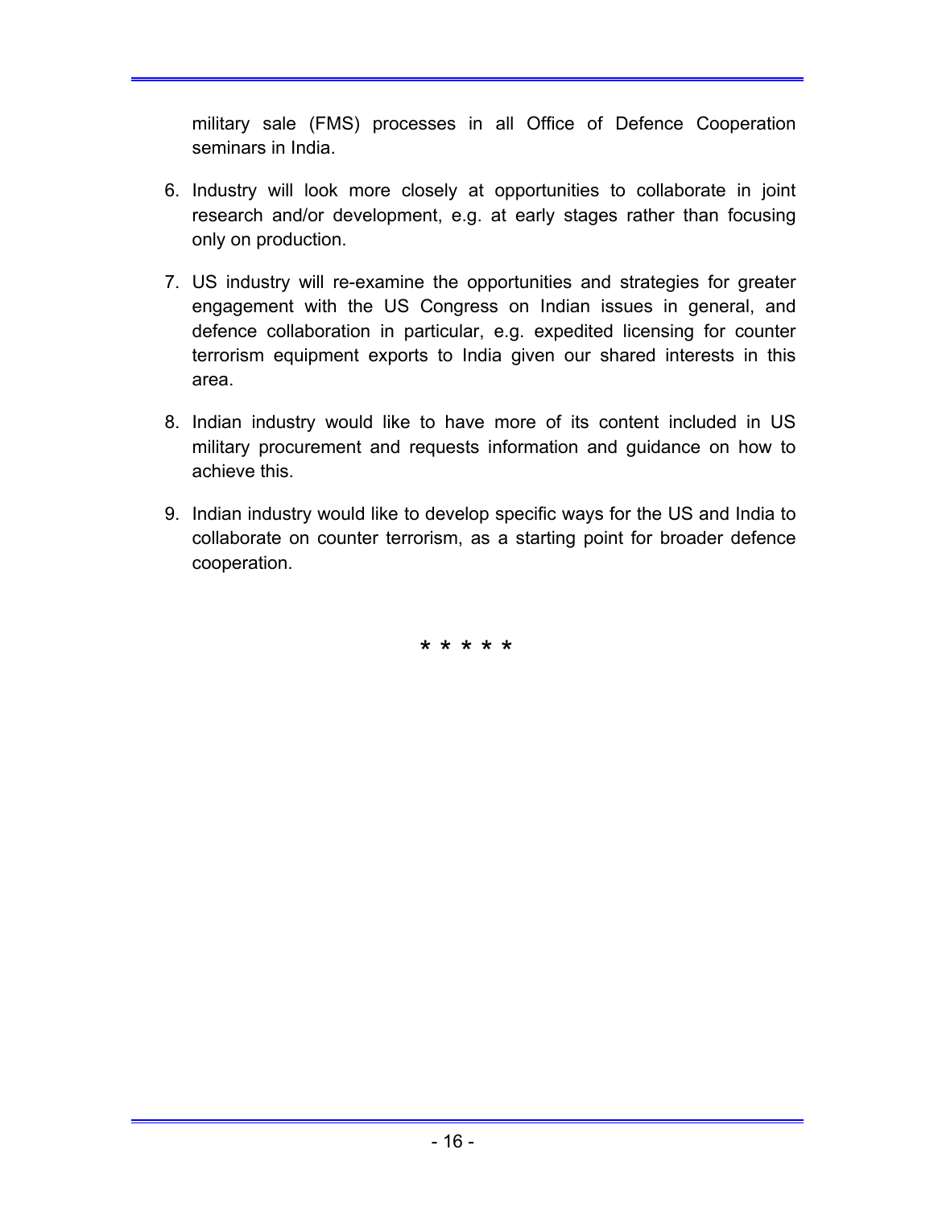military sale (FMS) processes in all Office of Defence Cooperation seminars in India.

6. Industry will look more closely at opportunities to collaborate in joint research and/or development, e.g. at early stages rather than focusing only on production.

7. US industry will re-examine the opportunities and strategies for greater engagement with the US Congress on Indian issues in general, and defence collaboration in particular, e.g. expedited licensing for counter terrorism equipment exports to India given our shared interests in this area.

8. Indian industry would like to have more of its content included in US military procurement and requests information and guidance on how to achieve this.

9. Indian industry would like to develop specific ways for the US and India to collaborate on counter terrorism, as a starting point for broader defence cooperation.

\* \* \* \* \*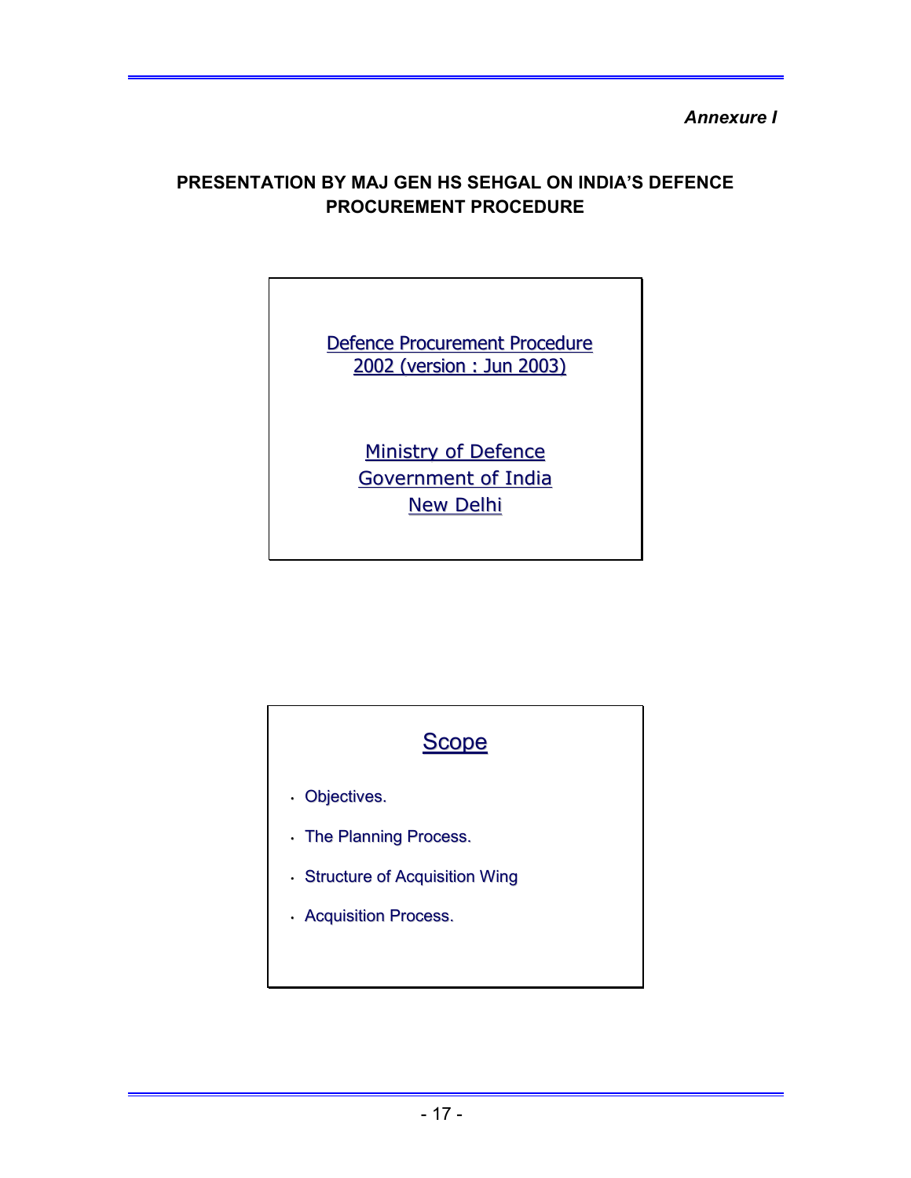*Annexure I*

**PRESENTATION BY MAJ GEN HS SEHGAL ON INDIA'S DEFENCE PROCUREMENT PROCEDURE**

Defence Procurement Procedure 2002 (version : Jun 2003)

Ministry of Defence
Government of India
New Delhi

## Scope

- Objectives.
- The Planning Process.
- Structure of Acquisition Wing
- Acquisition Process.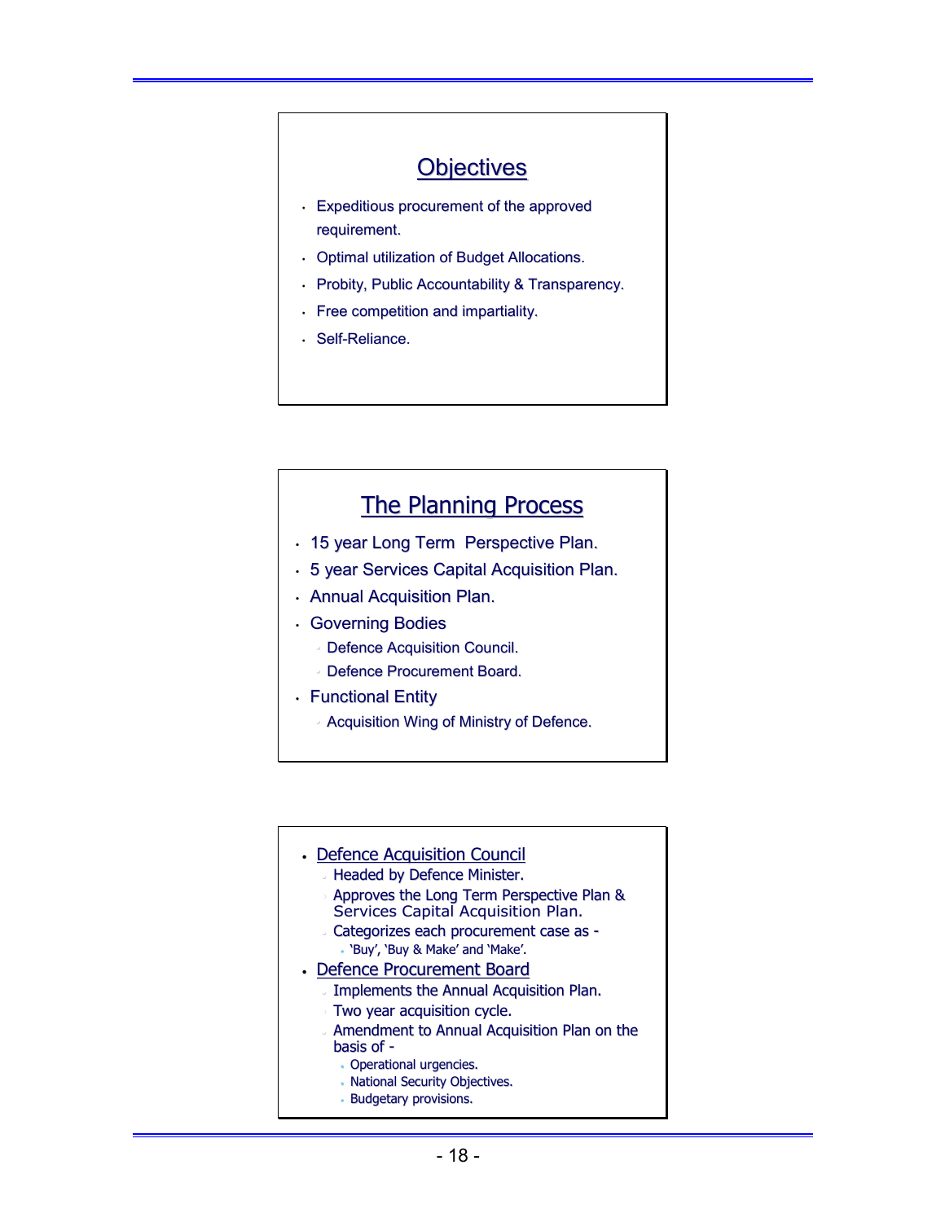## Objectives

- Expeditious procurement of the approved requirement.
- Optimal utilization of Budget Allocations.
- Probity, Public Accountability & Transparency.
- Free competition and impartiality.
- Self-Reliance.

## The Planning Process

- 15 year Long Term Perspective Plan.
- 5 year Services Capital Acquisition Plan.
- Annual Acquisition Plan.
- Governing Bodies
  - Defence Acquisition Council.
  - Defence Procurement Board.
- Functional Entity
  - Acquisition Wing of Ministry of Defence.

- Defence Acquisition Council
  - Headed by Defence Minister.
  - Approves the Long Term Perspective Plan & Services Capital Acquisition Plan.
  - Categorizes each procurement case as -
    - 'Buy', 'Buy & Make' and 'Make'.
- Defence Procurement Board
  - Implements the Annual Acquisition Plan.
  - Two year acquisition cycle.
  - Amendment to Annual Acquisition Plan on the basis of -
    - Operational urgencies.
    - National Security Objectives.
    - Budgetary provisions.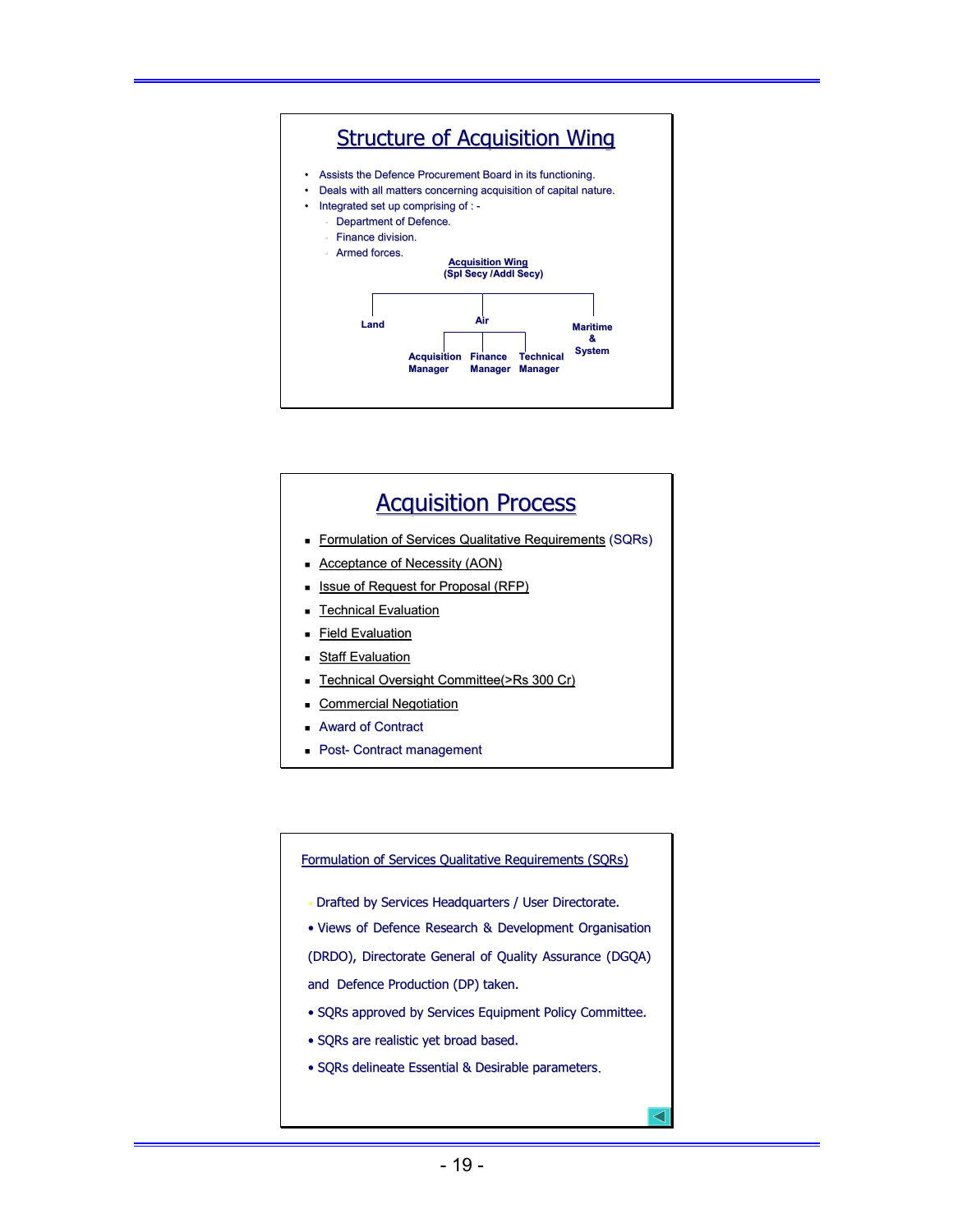## Structure of Acquisition Wing

- Assists the Defence Procurement Board in its functioning.
- Deals with all matters concerning acquisition of capital nature.
- Integrated set up comprising of : -
  - Department of Defence.
  - Finance division.
  - Armed forces.

**Acquisition Wing**
**(Spl Secy /Addl Secy)**

- **Land**
- **Air**
  - **Acquisition Manager**
  - **Finance Manager**
  - **Technical Manager**
- **Maritime & System**

## Acquisition Process

- Formulation of Services Qualitative Requirements (SQRs)
- Acceptance of Necessity (AON)
- Issue of Request for Proposal (RFP)
- Technical Evaluation
- Field Evaluation
- Staff Evaluation
- Technical Oversight Committee(>Rs 300 Cr)
- Commercial Negotiation
- Award of Contract
- Post- Contract management

### Formulation of Services Qualitative Requirements (SQRs)

- Drafted by Services Headquarters / User Directorate.
- Views of Defence Research & Development Organisation (DRDO), Directorate General of Quality Assurance (DGQA) and Defence Production (DP) taken.
- SQRs approved by Services Equipment Policy Committee.
- SQRs are realistic yet broad based.
- SQRs delineate Essential & Desirable parameters.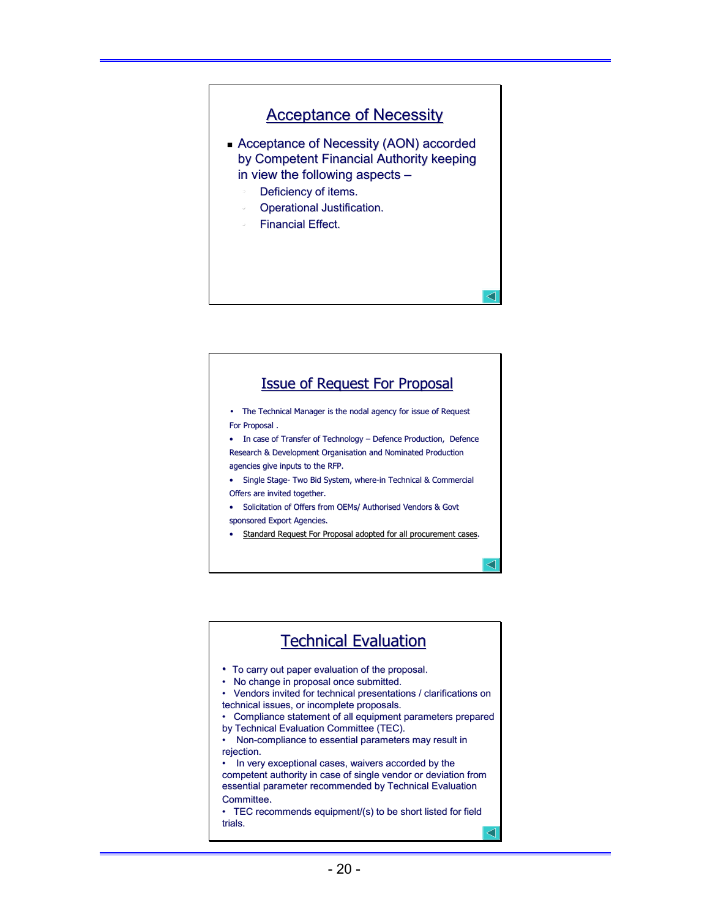## Acceptance of Necessity

- Acceptance of Necessity (AON) accorded by Competent Financial Authority keeping in view the following aspects –
  - Deficiency of items.
  - Operational Justification.
  - Financial Effect.

## Issue of Request For Proposal

- The Technical Manager is the nodal agency for issue of Request For Proposal .
- In case of Transfer of Technology – Defence Production, Defence Research & Development Organisation and Nominated Production agencies give inputs to the RFP.
- Single Stage- Two Bid System, where-in Technical & Commercial Offers are invited together.
- Solicitation of Offers from OEMs/ Authorised Vendors & Govt sponsored Export Agencies.
- Standard Request For Proposal adopted for all procurement cases.

## Technical Evaluation

- To carry out paper evaluation of the proposal.
- No change in proposal once submitted.
- Vendors invited for technical presentations / clarifications on technical issues, or incomplete proposals.
- Compliance statement of all equipment parameters prepared by Technical Evaluation Committee (TEC).
- Non-compliance to essential parameters may result in rejection.
- In very exceptional cases, waivers accorded by the competent authority in case of single vendor or deviation from essential parameter recommended by Technical Evaluation Committee.
- TEC recommends equipment/(s) to be short listed for field trials.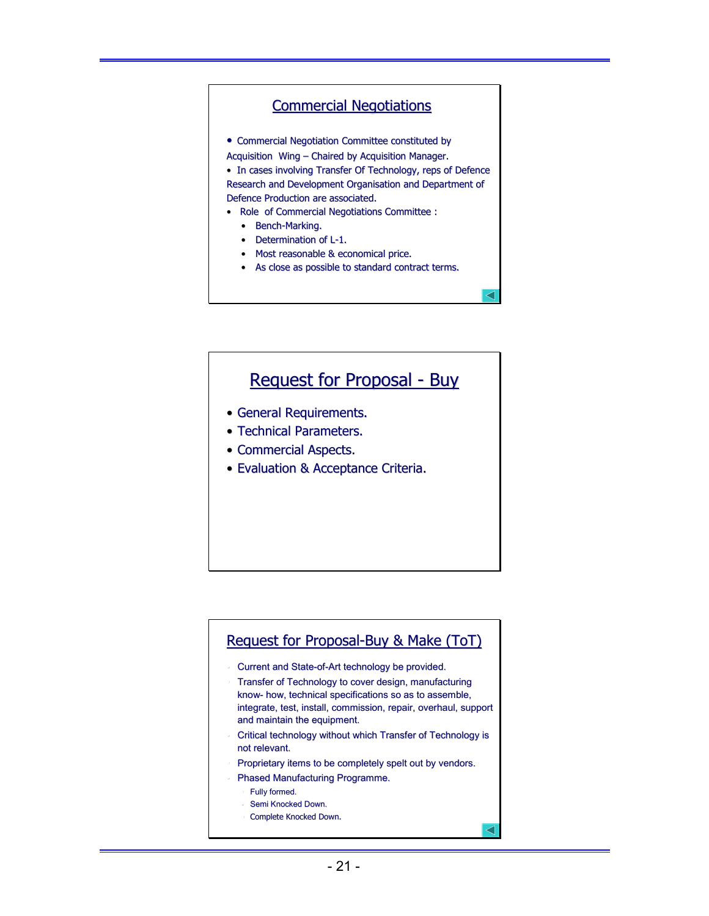## Commercial Negotiations

- Commercial Negotiation Committee constituted by Acquisition Wing – Chaired by Acquisition Manager.
- In cases involving Transfer Of Technology, reps of Defence Research and Development Organisation and Department of Defence Production are associated.
- Role of Commercial Negotiations Committee :
  - Bench-Marking.
  - Determination of L-1.
  - Most reasonable & economical price.
  - As close as possible to standard contract terms.

## Request for Proposal - Buy

- General Requirements.
- Technical Parameters.
- Commercial Aspects.
- Evaluation & Acceptance Criteria.

## Request for Proposal-Buy & Make (ToT)

- Current and State-of-Art technology be provided.
- Transfer of Technology to cover design, manufacturing know- how, technical specifications so as to assemble, integrate, test, install, commission, repair, overhaul, support and maintain the equipment.
- Critical technology without which Transfer of Technology is not relevant.
- Proprietary items to be completely spelt out by vendors.
- Phased Manufacturing Programme.
  - Fully formed.
  - Semi Knocked Down.
  - Complete Knocked Down.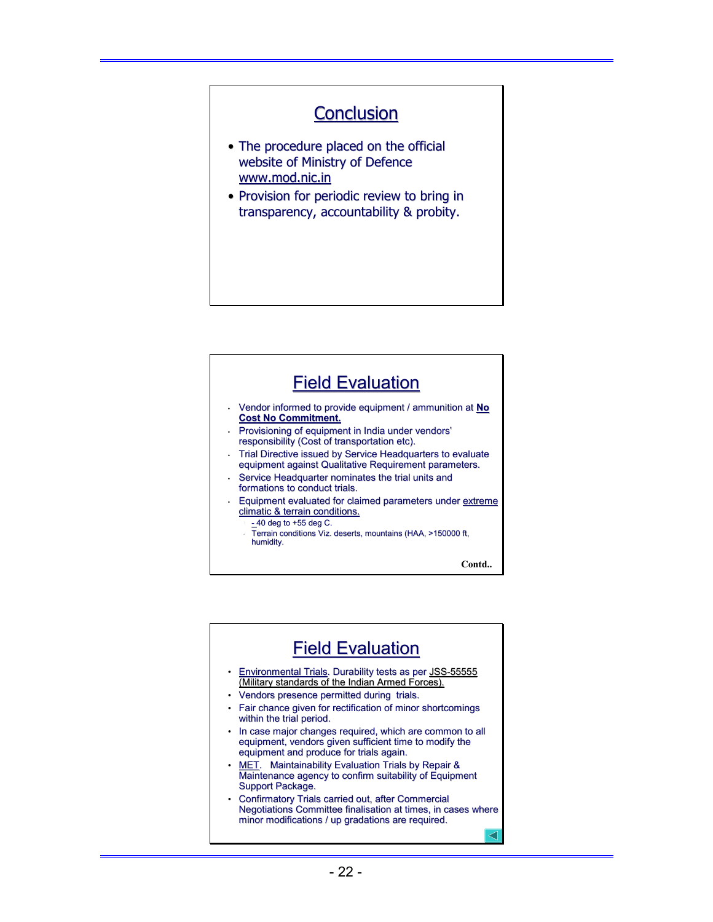## Conclusion

- The procedure placed on the official website of Ministry of Defence www.mod.nic.in
- Provision for periodic review to bring in transparency, accountability & probity.

## Field Evaluation

- Vendor informed to provide equipment / ammunition at **No Cost No Commitment.**
- Provisioning of equipment in India under vendors' responsibility (Cost of transportation etc).
- Trial Directive issued by Service Headquarters to evaluate equipment against Qualitative Requirement parameters.
- Service Headquarter nominates the trial units and formations to conduct trials.
- Equipment evaluated for claimed parameters under extreme climatic & terrain conditions.
  - \- 40 deg to +55 deg C.
  - Terrain conditions Viz. deserts, mountains (HAA, >150000 ft, humidity.

**Contd..**

## Field Evaluation

- Environmental Trials. Durability tests as per JSS-55555 (Military standards of the Indian Armed Forces).
- Vendors presence permitted during trials.
- Fair chance given for rectification of minor shortcomings within the trial period.
- In case major changes required, which are common to all equipment, vendors given sufficient time to modify the equipment and produce for trials again.
- MET. Maintainability Evaluation Trials by Repair & Maintenance agency to confirm suitability of Equipment Support Package.
- Confirmatory Trials carried out, after Commercial Negotiations Committee finalisation at times, in cases where minor modifications / up gradations are required.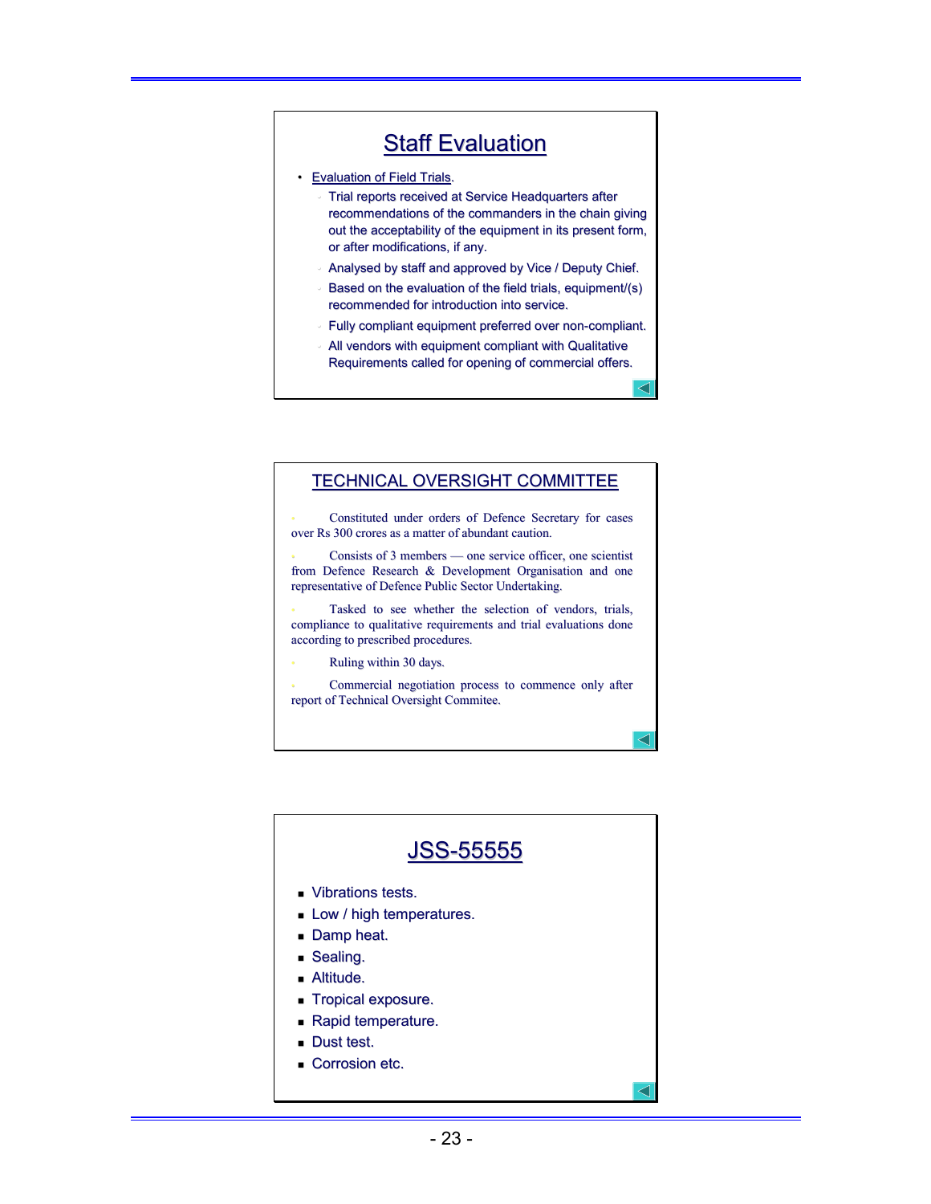## Staff Evaluation

- Evaluation of Field Trials.
  - Trial reports received at Service Headquarters after recommendations of the commanders in the chain giving out the acceptability of the equipment in its present form, or after modifications, if any.
  - Analysed by staff and approved by Vice / Deputy Chief.
  - Based on the evaluation of the field trials, equipment/(s) recommended for introduction into service.
  - Fully compliant equipment preferred over non-compliant.
  - All vendors with equipment compliant with Qualitative Requirements called for opening of commercial offers.

## TECHNICAL OVERSIGHT COMMITTEE

- Constituted under orders of Defence Secretary for cases over Rs 300 crores as a matter of abundant caution.
- Consists of 3 members — one service officer, one scientist from Defence Research & Development Organisation and one representative of Defence Public Sector Undertaking.
- Tasked to see whether the selection of vendors, trials, compliance to qualitative requirements and trial evaluations done according to prescribed procedures.
- Ruling within 30 days.
- Commercial negotiation process to commence only after report of Technical Oversight Commitee.

## JSS-55555

- Vibrations tests.
- Low / high temperatures.
- Damp heat.
- Sealing.
- Altitude.
- Tropical exposure.
- Rapid temperature.
- Dust test.
- Corrosion etc.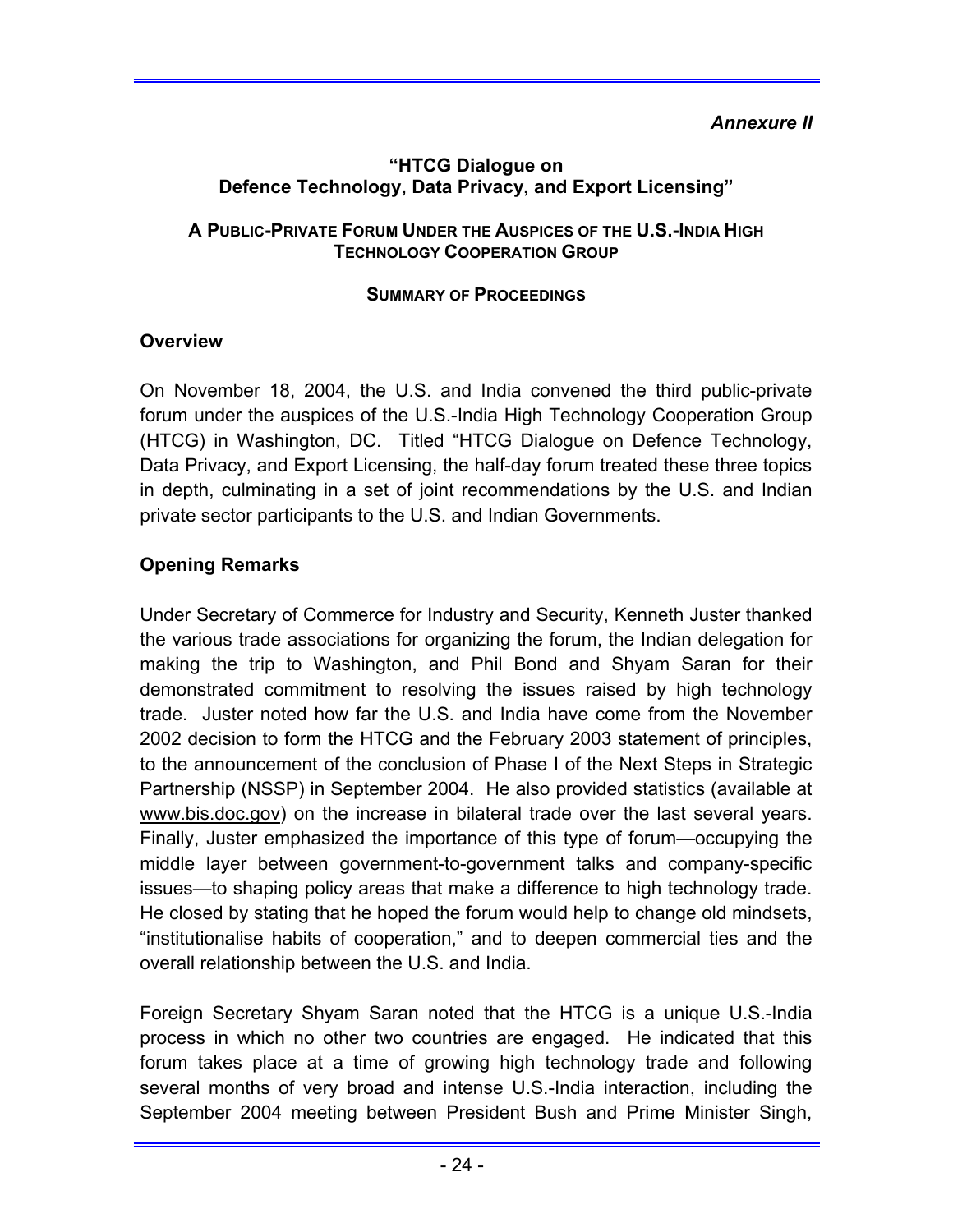*Annexure II*

**"HTCG Dialogue on Defence Technology, Data Privacy, and Export Licensing"**

**A PUBLIC-PRIVATE FORUM UNDER THE AUSPICES OF THE U.S.-INDIA HIGH TECHNOLOGY COOPERATION GROUP**

**SUMMARY OF PROCEEDINGS**

## Overview

On November 18, 2004, the U.S. and India convened the third public-private forum under the auspices of the U.S.-India High Technology Cooperation Group (HTCG) in Washington, DC. Titled "HTCG Dialogue on Defence Technology, Data Privacy, and Export Licensing, the half-day forum treated these three topics in depth, culminating in a set of joint recommendations by the U.S. and Indian private sector participants to the U.S. and Indian Governments.

## Opening Remarks

Under Secretary of Commerce for Industry and Security, Kenneth Juster thanked the various trade associations for organizing the forum, the Indian delegation for making the trip to Washington, and Phil Bond and Shyam Saran for their demonstrated commitment to resolving the issues raised by high technology trade. Juster noted how far the U.S. and India have come from the November 2002 decision to form the HTCG and the February 2003 statement of principles, to the announcement of the conclusion of Phase I of the Next Steps in Strategic Partnership (NSSP) in September 2004. He also provided statistics (available at www.bis.doc.gov) on the increase in bilateral trade over the last several years. Finally, Juster emphasized the importance of this type of forum—occupying the middle layer between government-to-government talks and company-specific issues—to shaping policy areas that make a difference to high technology trade. He closed by stating that he hoped the forum would help to change old mindsets, "institutionalise habits of cooperation," and to deepen commercial ties and the overall relationship between the U.S. and India.

Foreign Secretary Shyam Saran noted that the HTCG is a unique U.S.-India process in which no other two countries are engaged. He indicated that this forum takes place at a time of growing high technology trade and following several months of very broad and intense U.S.-India interaction, including the September 2004 meeting between President Bush and Prime Minister Singh,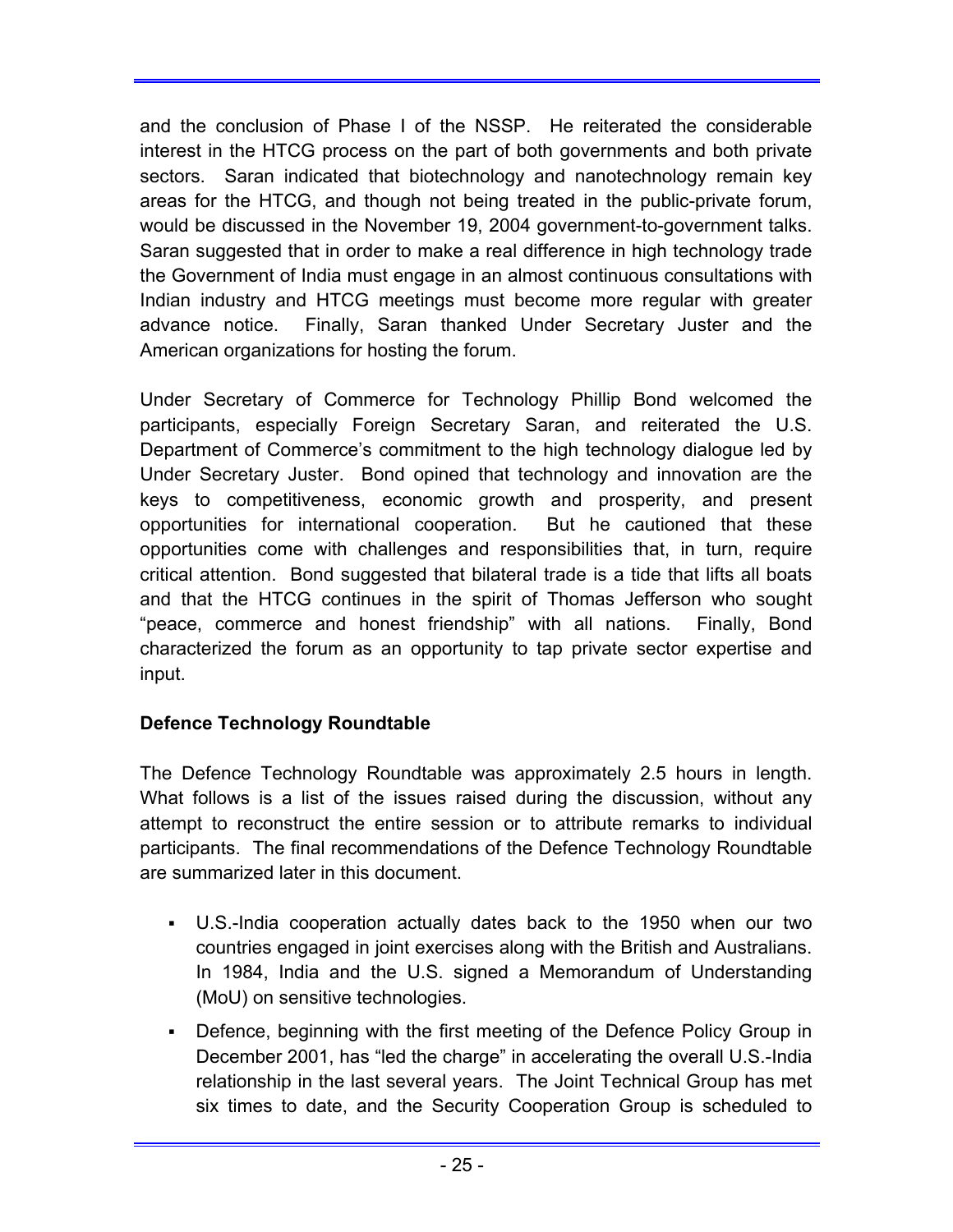and the conclusion of Phase I of the NSSP. He reiterated the considerable interest in the HTCG process on the part of both governments and both private sectors. Saran indicated that biotechnology and nanotechnology remain key areas for the HTCG, and though not being treated in the public-private forum, would be discussed in the November 19, 2004 government-to-government talks. Saran suggested that in order to make a real difference in high technology trade the Government of India must engage in an almost continuous consultations with Indian industry and HTCG meetings must become more regular with greater advance notice. Finally, Saran thanked Under Secretary Juster and the American organizations for hosting the forum.

Under Secretary of Commerce for Technology Phillip Bond welcomed the participants, especially Foreign Secretary Saran, and reiterated the U.S. Department of Commerce's commitment to the high technology dialogue led by Under Secretary Juster. Bond opined that technology and innovation are the keys to competitiveness, economic growth and prosperity, and present opportunities for international cooperation. But he cautioned that these opportunities come with challenges and responsibilities that, in turn, require critical attention. Bond suggested that bilateral trade is a tide that lifts all boats and that the HTCG continues in the spirit of Thomas Jefferson who sought "peace, commerce and honest friendship" with all nations. Finally, Bond characterized the forum as an opportunity to tap private sector expertise and input.

**Defence Technology Roundtable**

The Defence Technology Roundtable was approximately 2.5 hours in length. What follows is a list of the issues raised during the discussion, without any attempt to reconstruct the entire session or to attribute remarks to individual participants. The final recommendations of the Defence Technology Roundtable are summarized later in this document.

- U.S.-India cooperation actually dates back to the 1950 when our two countries engaged in joint exercises along with the British and Australians. In 1984, India and the U.S. signed a Memorandum of Understanding (MoU) on sensitive technologies.
- Defence, beginning with the first meeting of the Defence Policy Group in December 2001, has "led the charge" in accelerating the overall U.S.-India relationship in the last several years. The Joint Technical Group has met six times to date, and the Security Cooperation Group is scheduled to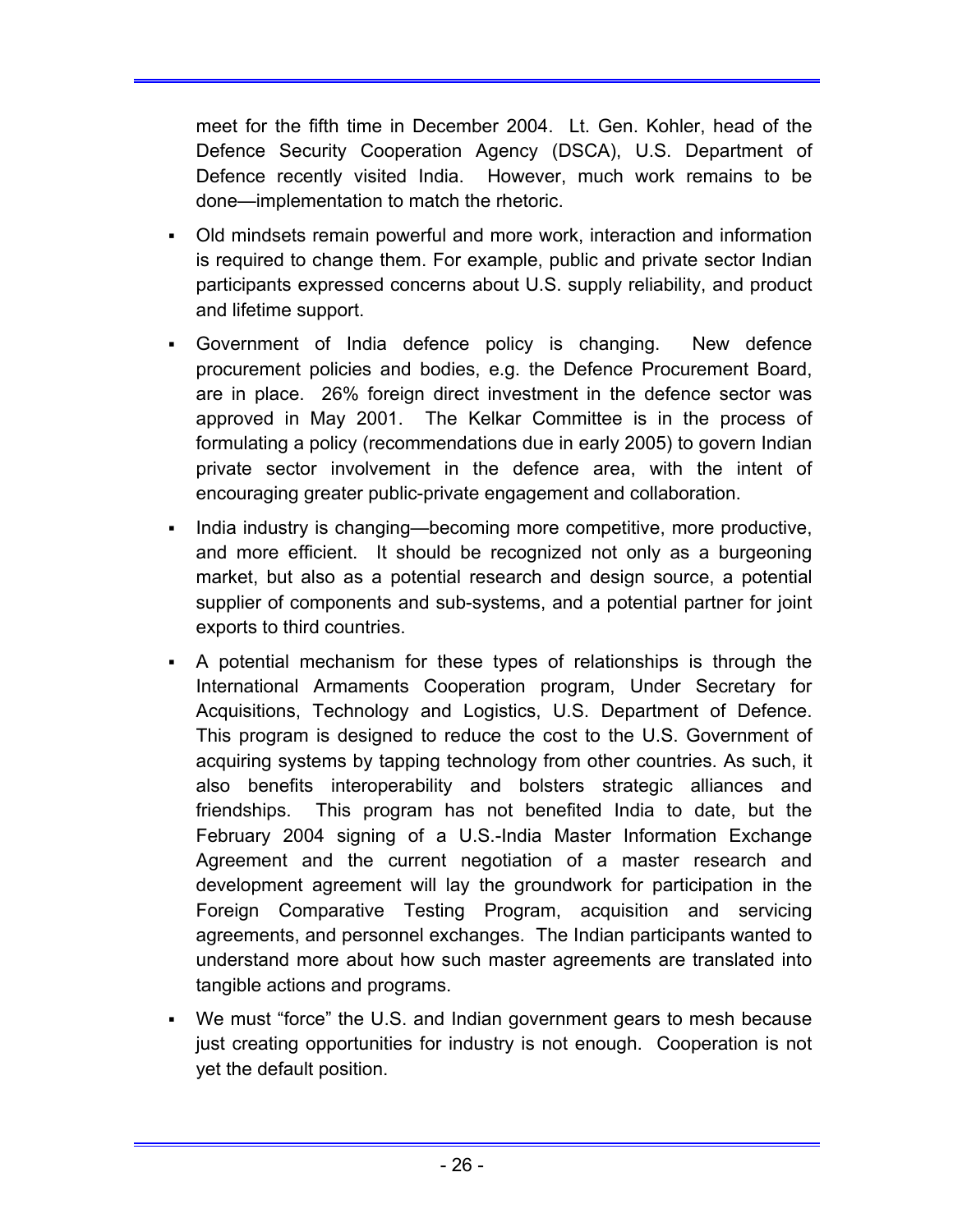meet for the fifth time in December 2004. Lt. Gen. Kohler, head of the Defence Security Cooperation Agency (DSCA), U.S. Department of Defence recently visited India. However, much work remains to be done—implementation to match the rhetoric.

- Old mindsets remain powerful and more work, interaction and information is required to change them. For example, public and private sector Indian participants expressed concerns about U.S. supply reliability, and product and lifetime support.
- Government of India defence policy is changing. New defence procurement policies and bodies, e.g. the Defence Procurement Board, are in place. 26% foreign direct investment in the defence sector was approved in May 2001. The Kelkar Committee is in the process of formulating a policy (recommendations due in early 2005) to govern Indian private sector involvement in the defence area, with the intent of encouraging greater public-private engagement and collaboration.
- India industry is changing—becoming more competitive, more productive, and more efficient. It should be recognized not only as a burgeoning market, but also as a potential research and design source, a potential supplier of components and sub-systems, and a potential partner for joint exports to third countries.
- A potential mechanism for these types of relationships is through the International Armaments Cooperation program, Under Secretary for Acquisitions, Technology and Logistics, U.S. Department of Defence. This program is designed to reduce the cost to the U.S. Government of acquiring systems by tapping technology from other countries. As such, it also benefits interoperability and bolsters strategic alliances and friendships. This program has not benefited India to date, but the February 2004 signing of a U.S.-India Master Information Exchange Agreement and the current negotiation of a master research and development agreement will lay the groundwork for participation in the Foreign Comparative Testing Program, acquisition and servicing agreements, and personnel exchanges. The Indian participants wanted to understand more about how such master agreements are translated into tangible actions and programs.
- We must "force" the U.S. and Indian government gears to mesh because just creating opportunities for industry is not enough. Cooperation is not yet the default position.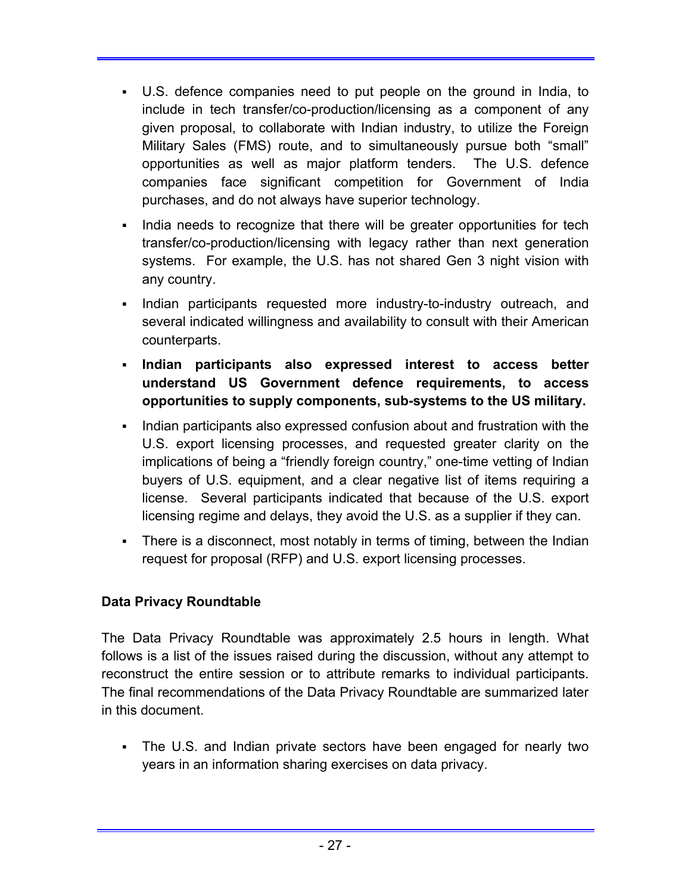- U.S. defence companies need to put people on the ground in India, to include in tech transfer/co-production/licensing as a component of any given proposal, to collaborate with Indian industry, to utilize the Foreign Military Sales (FMS) route, and to simultaneously pursue both "small" opportunities as well as major platform tenders. The U.S. defence companies face significant competition for Government of India purchases, and do not always have superior technology.
- India needs to recognize that there will be greater opportunities for tech transfer/co-production/licensing with legacy rather than next generation systems. For example, the U.S. has not shared Gen 3 night vision with any country.
- Indian participants requested more industry-to-industry outreach, and several indicated willingness and availability to consult with their American counterparts.
- **Indian participants also expressed interest to access better understand US Government defence requirements, to access opportunities to supply components, sub-systems to the US military.**
- Indian participants also expressed confusion about and frustration with the U.S. export licensing processes, and requested greater clarity on the implications of being a "friendly foreign country," one-time vetting of Indian buyers of U.S. equipment, and a clear negative list of items requiring a license. Several participants indicated that because of the U.S. export licensing regime and delays, they avoid the U.S. as a supplier if they can.
- There is a disconnect, most notably in terms of timing, between the Indian request for proposal (RFP) and U.S. export licensing processes.

**Data Privacy Roundtable**

The Data Privacy Roundtable was approximately 2.5 hours in length. What follows is a list of the issues raised during the discussion, without any attempt to reconstruct the entire session or to attribute remarks to individual participants. The final recommendations of the Data Privacy Roundtable are summarized later in this document.

- The U.S. and Indian private sectors have been engaged for nearly two years in an information sharing exercises on data privacy.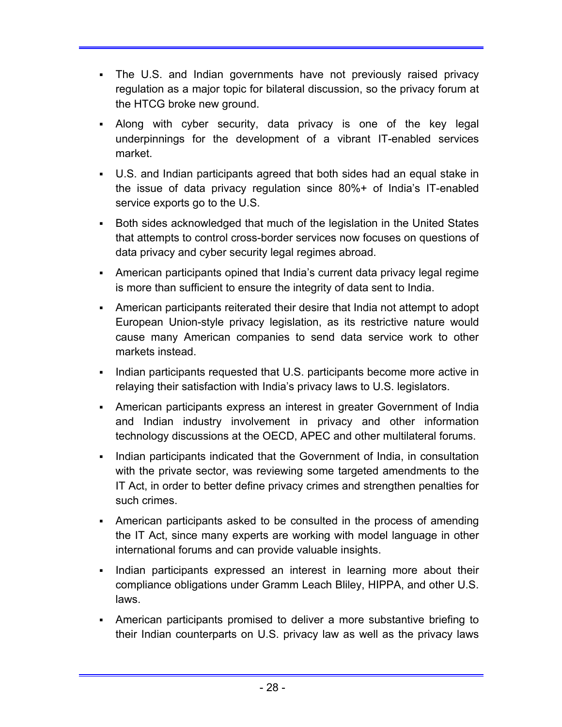- The U.S. and Indian governments have not previously raised privacy regulation as a major topic for bilateral discussion, so the privacy forum at the HTCG broke new ground.
- Along with cyber security, data privacy is one of the key legal underpinnings for the development of a vibrant IT-enabled services market.
- U.S. and Indian participants agreed that both sides had an equal stake in the issue of data privacy regulation since 80%+ of India's IT-enabled service exports go to the U.S.
- Both sides acknowledged that much of the legislation in the United States that attempts to control cross-border services now focuses on questions of data privacy and cyber security legal regimes abroad.
- American participants opined that India's current data privacy legal regime is more than sufficient to ensure the integrity of data sent to India.
- American participants reiterated their desire that India not attempt to adopt European Union-style privacy legislation, as its restrictive nature would cause many American companies to send data service work to other markets instead.
- Indian participants requested that U.S. participants become more active in relaying their satisfaction with India's privacy laws to U.S. legislators.
- American participants express an interest in greater Government of India and Indian industry involvement in privacy and other information technology discussions at the OECD, APEC and other multilateral forums.
- Indian participants indicated that the Government of India, in consultation with the private sector, was reviewing some targeted amendments to the IT Act, in order to better define privacy crimes and strengthen penalties for such crimes.
- American participants asked to be consulted in the process of amending the IT Act, since many experts are working with model language in other international forums and can provide valuable insights.
- Indian participants expressed an interest in learning more about their compliance obligations under Gramm Leach Bliley, HIPPA, and other U.S. laws.
- American participants promised to deliver a more substantive briefing to their Indian counterparts on U.S. privacy law as well as the privacy laws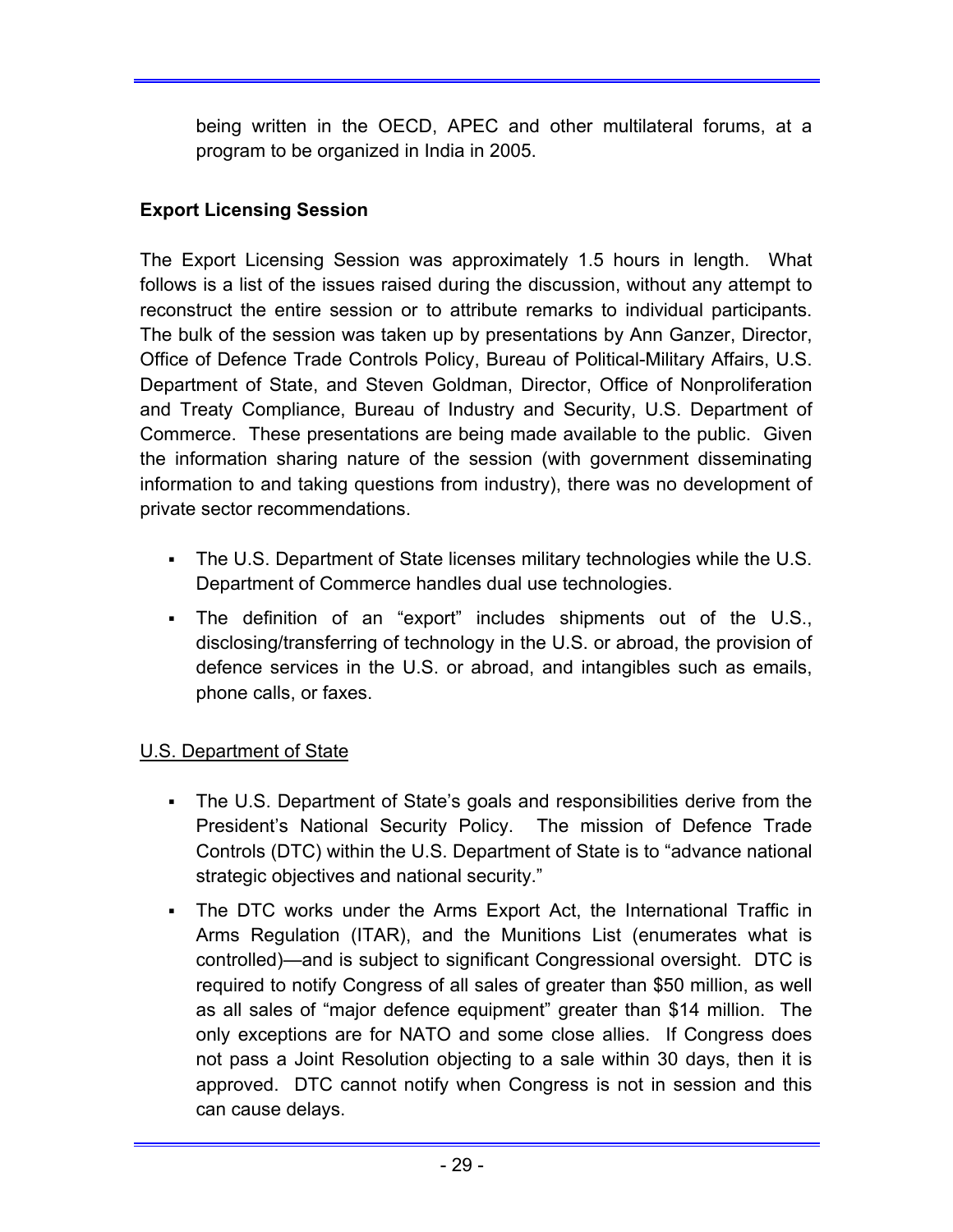being written in the OECD, APEC and other multilateral forums, at a program to be organized in India in 2005.

**Export Licensing Session**

The Export Licensing Session was approximately 1.5 hours in length. What follows is a list of the issues raised during the discussion, without any attempt to reconstruct the entire session or to attribute remarks to individual participants. The bulk of the session was taken up by presentations by Ann Ganzer, Director, Office of Defence Trade Controls Policy, Bureau of Political-Military Affairs, U.S. Department of State, and Steven Goldman, Director, Office of Nonproliferation and Treaty Compliance, Bureau of Industry and Security, U.S. Department of Commerce. These presentations are being made available to the public. Given the information sharing nature of the session (with government disseminating information to and taking questions from industry), there was no development of private sector recommendations.

- The U.S. Department of State licenses military technologies while the U.S. Department of Commerce handles dual use technologies.
- The definition of an "export" includes shipments out of the U.S., disclosing/transferring of technology in the U.S. or abroad, the provision of defence services in the U.S. or abroad, and intangibles such as emails, phone calls, or faxes.

<u>U.S. Department of State</u>

- The U.S. Department of State's goals and responsibilities derive from the President's National Security Policy. The mission of Defence Trade Controls (DTC) within the U.S. Department of State is to "advance national strategic objectives and national security."
- The DTC works under the Arms Export Act, the International Traffic in Arms Regulation (ITAR), and the Munitions List (enumerates what is controlled)—and is subject to significant Congressional oversight. DTC is required to notify Congress of all sales of greater than $50 million, as well as all sales of "major defence equipment" greater than $14 million. The only exceptions are for NATO and some close allies. If Congress does not pass a Joint Resolution objecting to a sale within 30 days, then it is approved. DTC cannot notify when Congress is not in session and this can cause delays.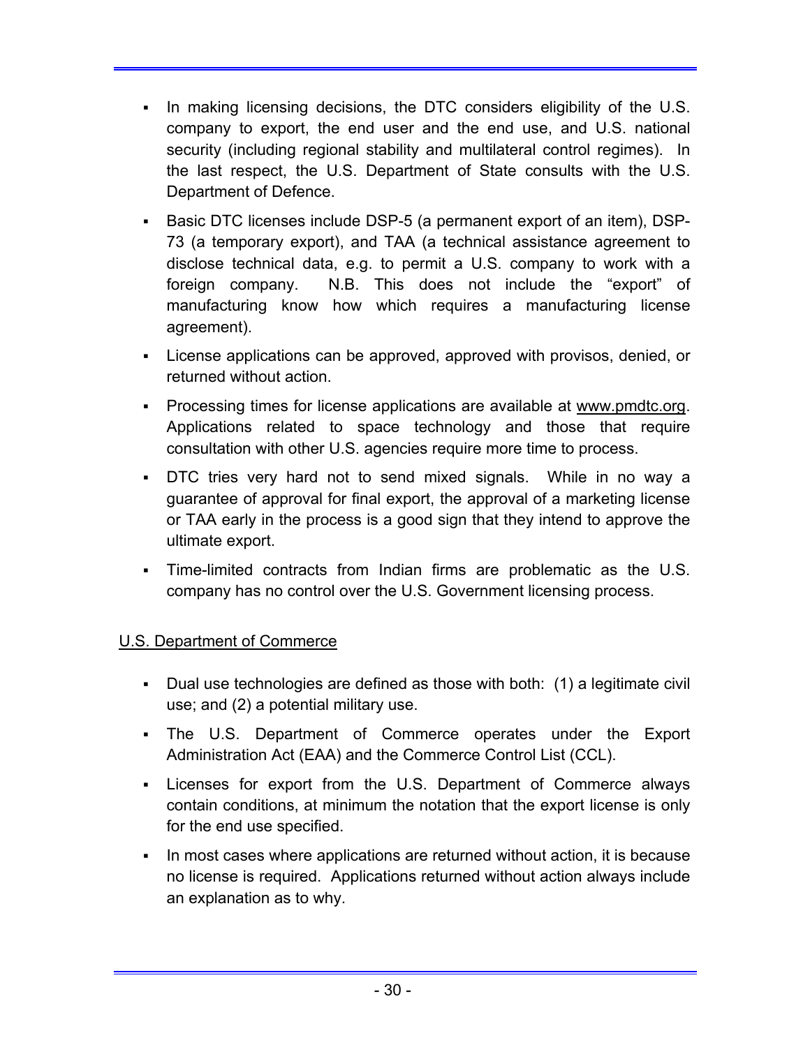- In making licensing decisions, the DTC considers eligibility of the U.S. company to export, the end user and the end use, and U.S. national security (including regional stability and multilateral control regimes). In the last respect, the U.S. Department of State consults with the U.S. Department of Defence.
- Basic DTC licenses include DSP-5 (a permanent export of an item), DSP-73 (a temporary export), and TAA (a technical assistance agreement to disclose technical data, e.g. to permit a U.S. company to work with a foreign company. N.B. This does not include the "export" of manufacturing know how which requires a manufacturing license agreement).
- License applications can be approved, approved with provisos, denied, or returned without action.
- Processing times for license applications are available at www.pmdtc.org. Applications related to space technology and those that require consultation with other U.S. agencies require more time to process.
- DTC tries very hard not to send mixed signals. While in no way a guarantee of approval for final export, the approval of a marketing license or TAA early in the process is a good sign that they intend to approve the ultimate export.
- Time-limited contracts from Indian firms are problematic as the U.S. company has no control over the U.S. Government licensing process.

U.S. Department of Commerce

- Dual use technologies are defined as those with both: (1) a legitimate civil use; and (2) a potential military use.
- The U.S. Department of Commerce operates under the Export Administration Act (EAA) and the Commerce Control List (CCL).
- Licenses for export from the U.S. Department of Commerce always contain conditions, at minimum the notation that the export license is only for the end use specified.
- In most cases where applications are returned without action, it is because no license is required. Applications returned without action always include an explanation as to why.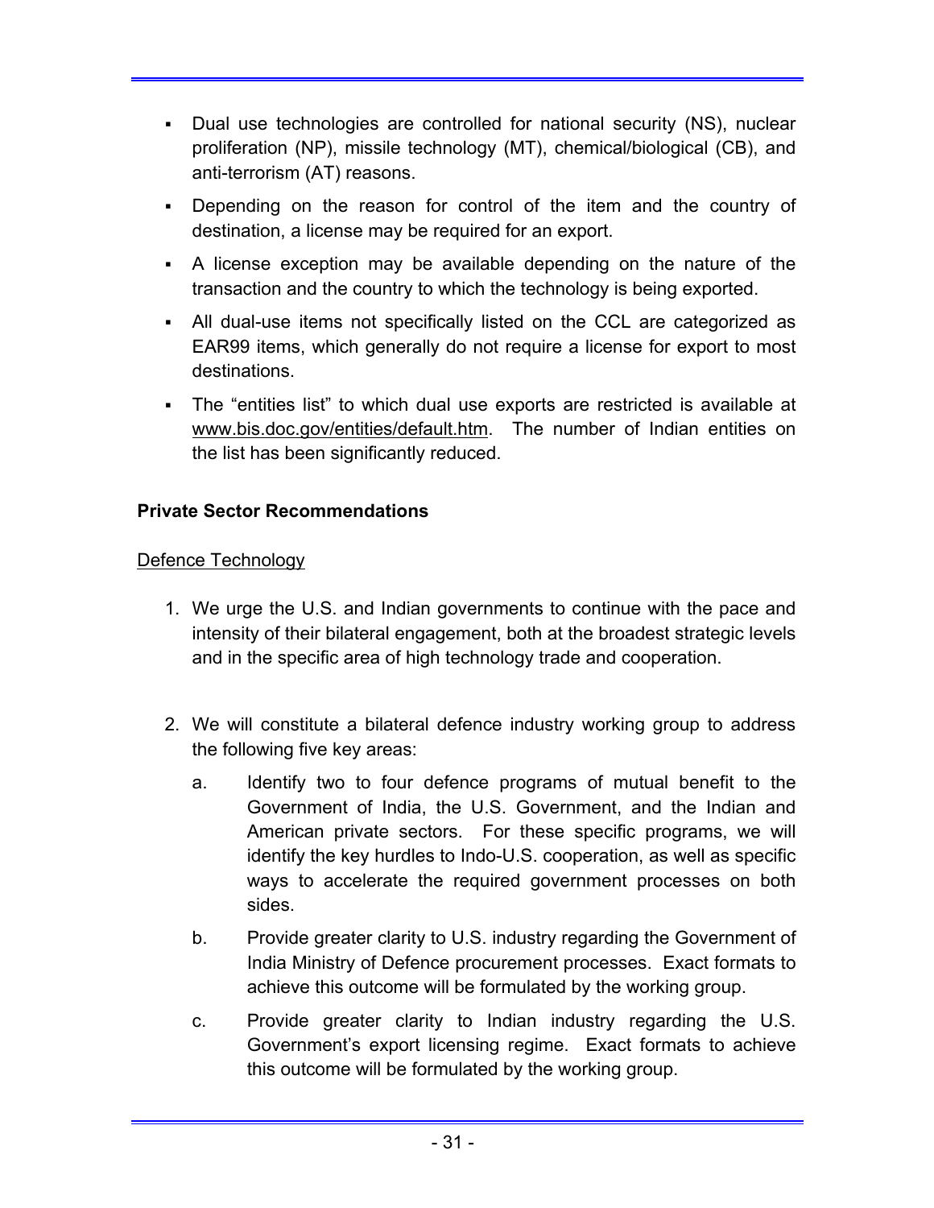- Dual use technologies are controlled for national security (NS), nuclear proliferation (NP), missile technology (MT), chemical/biological (CB), and anti-terrorism (AT) reasons.
- Depending on the reason for control of the item and the country of destination, a license may be required for an export.
- A license exception may be available depending on the nature of the transaction and the country to which the technology is being exported.
- All dual-use items not specifically listed on the CCL are categorized as EAR99 items, which generally do not require a license for export to most destinations.
- The "entities list" to which dual use exports are restricted is available at www.bis.doc.gov/entities/default.htm. The number of Indian entities on the list has been significantly reduced.

**Private Sector Recommendations**

Defence Technology

1. We urge the U.S. and Indian governments to continue with the pace and intensity of their bilateral engagement, both at the broadest strategic levels and in the specific area of high technology trade and cooperation.

2. We will constitute a bilateral defence industry working group to address the following five key areas:

   a. Identify two to four defence programs of mutual benefit to the Government of India, the U.S. Government, and the Indian and American private sectors. For these specific programs, we will identify the key hurdles to Indo-U.S. cooperation, as well as specific ways to accelerate the required government processes on both sides.

   b. Provide greater clarity to U.S. industry regarding the Government of India Ministry of Defence procurement processes. Exact formats to achieve this outcome will be formulated by the working group.

   c. Provide greater clarity to Indian industry regarding the U.S. Government's export licensing regime. Exact formats to achieve this outcome will be formulated by the working group.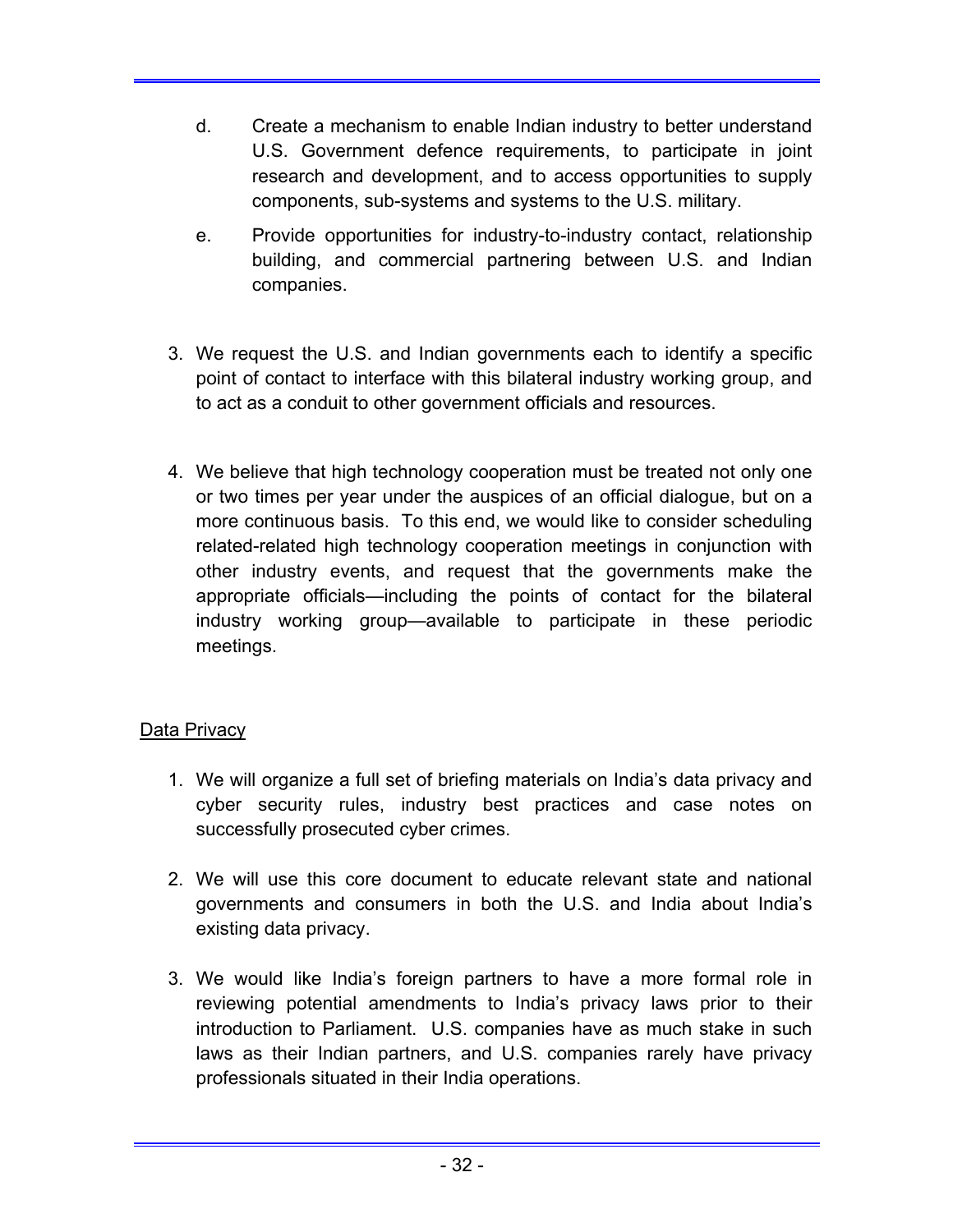d. Create a mechanism to enable Indian industry to better understand U.S. Government defence requirements, to participate in joint research and development, and to access opportunities to supply components, sub-systems and systems to the U.S. military.

e. Provide opportunities for industry-to-industry contact, relationship building, and commercial partnering between U.S. and Indian companies.

3. We request the U.S. and Indian governments each to identify a specific point of contact to interface with this bilateral industry working group, and to act as a conduit to other government officials and resources.

4. We believe that high technology cooperation must be treated not only one or two times per year under the auspices of an official dialogue, but on a more continuous basis. To this end, we would like to consider scheduling related-related high technology cooperation meetings in conjunction with other industry events, and request that the governments make the appropriate officials—including the points of contact for the bilateral industry working group—available to participate in these periodic meetings.

<u>Data Privacy</u>

1. We will organize a full set of briefing materials on India's data privacy and cyber security rules, industry best practices and case notes on successfully prosecuted cyber crimes.

2. We will use this core document to educate relevant state and national governments and consumers in both the U.S. and India about India's existing data privacy.

3. We would like India's foreign partners to have a more formal role in reviewing potential amendments to India's privacy laws prior to their introduction to Parliament. U.S. companies have as much stake in such laws as their Indian partners, and U.S. companies rarely have privacy professionals situated in their India operations.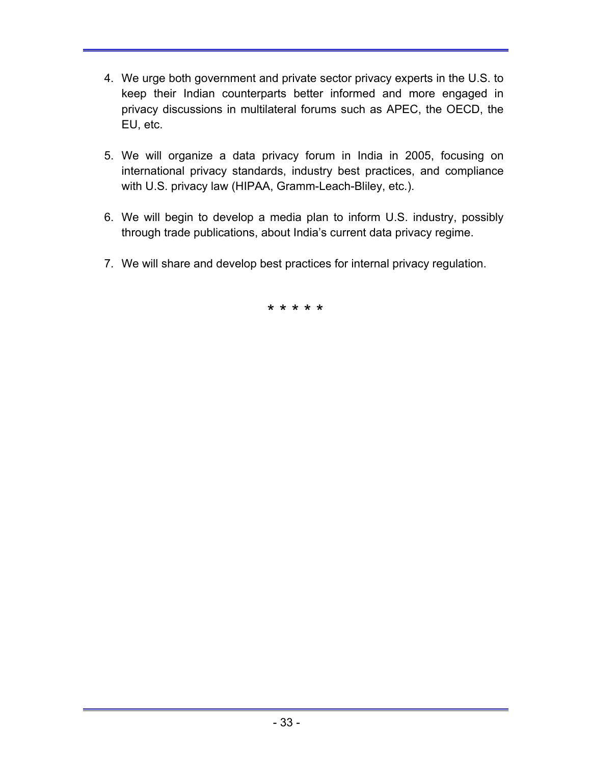4. We urge both government and private sector privacy experts in the U.S. to keep their Indian counterparts better informed and more engaged in privacy discussions in multilateral forums such as APEC, the OECD, the EU, etc.

5. We will organize a data privacy forum in India in 2005, focusing on international privacy standards, industry best practices, and compliance with U.S. privacy law (HIPAA, Gramm-Leach-Bliley, etc.).

6. We will begin to develop a media plan to inform U.S. industry, possibly through trade publications, about India's current data privacy regime.

7. We will share and develop best practices for internal privacy regulation.

* * * * *